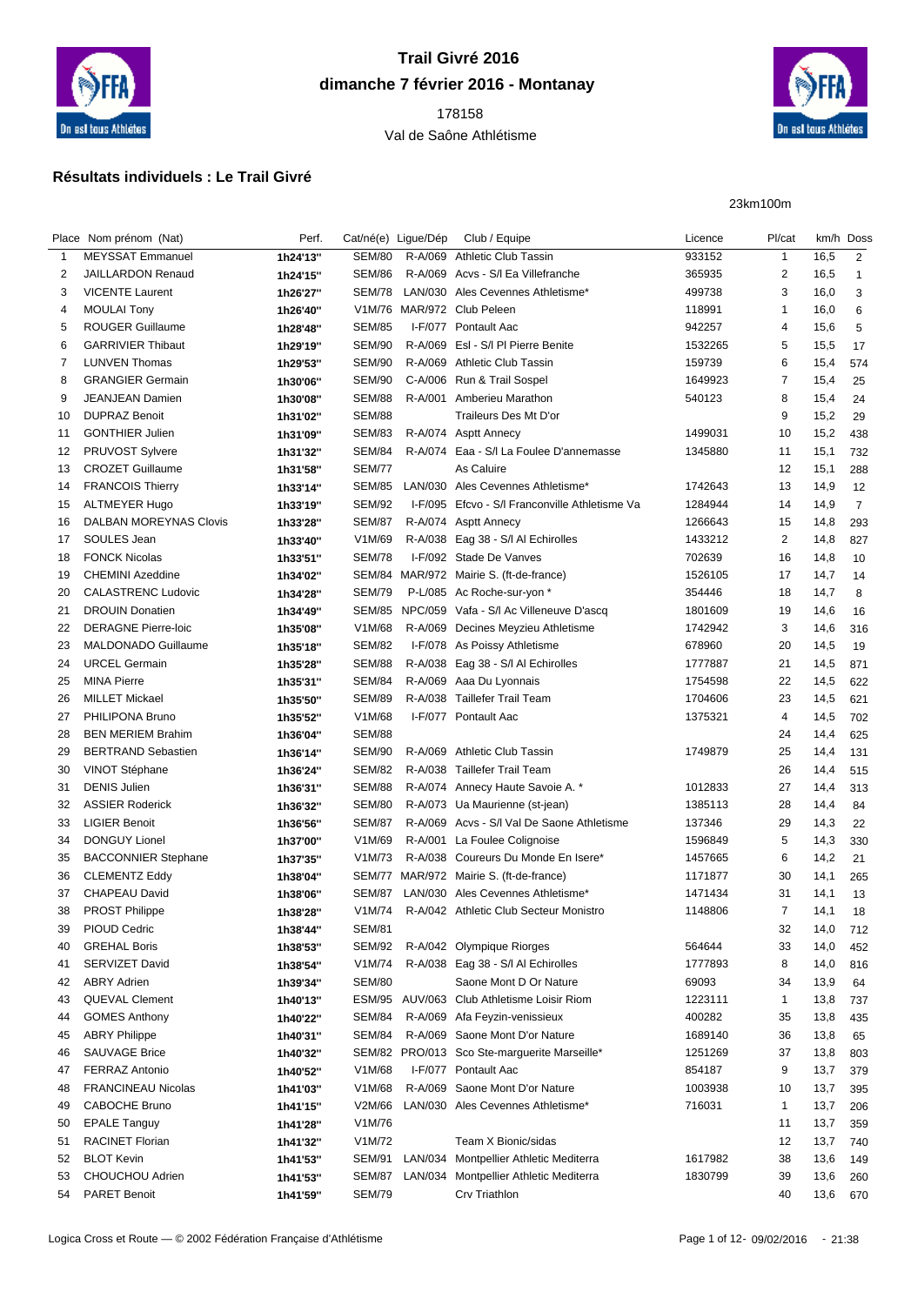# Trail Givré 2016

## dimanche 7 février 2016 - Montanay

178158

Val de Saône Athlétisme

### Résultats individuels : Le Trail Givré

23km100m

| Place | Nom prénom (Nat) | Perf. | Cat/né(e) | Ligue/Dép | Club / Equipe | Licence | Pl/cat | km/h | Doss |
|---|---|---|---|---|---|---|---|---|---|
| 1 | MEYSSAT Emmanuel | 1h24'13'' | SEM/80 | R-A/069 | Athletic Club Tassin | 933152 | 1 | 16,5 | 2 |
| 2 | JAILLARDON Renaud | 1h24'15'' | SEM/86 | R-A/069 | Acvs - S/l Ea Villefranche | 365935 | 2 | 16,5 | 1 |
| 3 | VICENTE Laurent | 1h26'27'' | SEM/78 | LAN/030 | Ales Cevennes Athletisme* | 499738 | 3 | 16,0 | 3 |
| 4 | MOULAI Tony | 1h26'40'' | V1M/76 | MAR/972 | Club Peleen | 118991 | 1 | 16,0 | 6 |
| 5 | ROUGER Guillaume | 1h28'48'' | SEM/85 | I-F/077 | Pontault Aac | 942257 | 4 | 15,6 | 5 |
| 6 | GARRIVIER Thibaut | 1h29'19'' | SEM/90 | R-A/069 | Esl - S/l Pl Pierre Benite | 1532265 | 5 | 15,5 | 17 |
| 7 | LUNVEN Thomas | 1h29'53'' | SEM/90 | R-A/069 | Athletic Club Tassin | 159739 | 6 | 15,4 | 574 |
| 8 | GRANGIER Germain | 1h30'06'' | SEM/90 | C-A/006 | Run & Trail Sospel | 1649923 | 7 | 15,4 | 25 |
| 9 | JEANJEAN Damien | 1h30'08'' | SEM/88 | R-A/001 | Amberieu Marathon | 540123 | 8 | 15,4 | 24 |
| 10 | DUPRAZ Benoit | 1h31'02'' | SEM/88 | | Traileurs Des Mt D'or | | 9 | 15,2 | 29 |
| 11 | GONTHIER Julien | 1h31'09'' | SEM/83 | R-A/074 | Asptt Annecy | 1499031 | 10 | 15,2 | 438 |
| 12 | PRUVOST Sylvere | 1h31'32'' | SEM/84 | R-A/074 | Eaa - S/l La Foulee D'annemasse | 1345880 | 11 | 15,1 | 732 |
| 13 | CROZET Guillaume | 1h31'58'' | SEM/77 | | As Caluire | | 12 | 15,1 | 288 |
| 14 | FRANCOIS Thierry | 1h33'14'' | SEM/85 | LAN/030 | Ales Cevennes Athletisme* | 1742643 | 13 | 14,9 | 12 |
| 15 | ALTMEYER Hugo | 1h33'19'' | SEM/92 | I-F/095 | Efcvo - S/l Franconville Athletisme Va | 1284944 | 14 | 14,9 | 7 |
| 16 | DALBAN MOREYNAS Clovis | 1h33'28'' | SEM/87 | R-A/074 | Asptt Annecy | 1266643 | 15 | 14,8 | 293 |
| 17 | SOULES Jean | 1h33'40'' | V1M/69 | R-A/038 | Eag 38 - S/l Al Echirolles | 1433212 | 2 | 14,8 | 827 |
| 18 | FONCK Nicolas | 1h33'51'' | SEM/78 | I-F/092 | Stade De Vanves | 702639 | 16 | 14,8 | 10 |
| 19 | CHEMINI Azeddine | 1h34'02'' | SEM/84 | MAR/972 | Mairie S. (ft-de-france) | 1526105 | 17 | 14,7 | 14 |
| 20 | CALASTRENC Ludovic | 1h34'28'' | SEM/79 | P-L/085 | Ac Roche-sur-yon * | 354446 | 18 | 14,7 | 8 |
| 21 | DROUIN Donatien | 1h34'49'' | SEM/85 | NPC/059 | Vafa - S/l Ac Villeneuve D'ascq | 1801609 | 19 | 14,6 | 16 |
| 22 | DERAGNE Pierre-loic | 1h35'08'' | V1M/68 | R-A/069 | Decines Meyzieu Athletisme | 1742942 | 3 | 14,6 | 316 |
| 23 | MALDONADO Guillaume | 1h35'18'' | SEM/82 | I-F/078 | As Poissy Athletisme | 678960 | 20 | 14,5 | 19 |
| 24 | URCEL Germain | 1h35'28'' | SEM/88 | R-A/038 | Eag 38 - S/l Al Echirolles | 1777887 | 21 | 14,5 | 871 |
| 25 | MINA Pierre | 1h35'31'' | SEM/84 | R-A/069 | Aaa Du Lyonnais | 1754598 | 22 | 14,5 | 622 |
| 26 | MILLET Mickael | 1h35'50'' | SEM/89 | R-A/038 | Taillefer Trail Team | 1704606 | 23 | 14,5 | 621 |
| 27 | PHILIPONA Bruno | 1h35'52'' | V1M/68 | I-F/077 | Pontault Aac | 1375321 | 4 | 14,5 | 702 |
| 28 | BEN MERIEM Brahim | 1h36'04'' | SEM/88 | | | | 24 | 14,4 | 625 |
| 29 | BERTRAND Sebastien | 1h36'14'' | SEM/90 | R-A/069 | Athletic Club Tassin | 1749879 | 25 | 14,4 | 131 |
| 30 | VINOT Stéphane | 1h36'24'' | SEM/82 | R-A/038 | Taillefer Trail Team | | 26 | 14,4 | 515 |
| 31 | DENIS Julien | 1h36'31'' | SEM/88 | R-A/074 | Annecy Haute Savoie A. * | 1012833 | 27 | 14,4 | 313 |
| 32 | ASSIER Roderick | 1h36'32'' | SEM/80 | R-A/073 | Ua Maurienne (st-jean) | 1385113 | 28 | 14,4 | 84 |
| 33 | LIGIER Benoit | 1h36'56'' | SEM/87 | R-A/069 | Acvs - S/l Val De Saone Athletisme | 137346 | 29 | 14,3 | 22 |
| 34 | DONGUY Lionel | 1h37'00'' | V1M/69 | R-A/001 | La Foulee Colignoise | 1596849 | 5 | 14,3 | 330 |
| 35 | BACCONNIER Stephane | 1h37'35'' | V1M/73 | R-A/038 | Coureurs Du Monde En Isere* | 1457665 | 6 | 14,2 | 21 |
| 36 | CLEMENTZ Eddy | 1h38'04'' | SEM/77 | MAR/972 | Mairie S. (ft-de-france) | 1171877 | 30 | 14,1 | 265 |
| 37 | CHAPEAU David | 1h38'06'' | SEM/87 | LAN/030 | Ales Cevennes Athletisme* | 1471434 | 31 | 14,1 | 13 |
| 38 | PROST Philippe | 1h38'28'' | V1M/74 | R-A/042 | Athletic Club Secteur Monistro | 1148806 | 7 | 14,1 | 18 |
| 39 | PIOUD Cedric | 1h38'44'' | SEM/81 | | | | 32 | 14,0 | 712 |
| 40 | GREHAL Boris | 1h38'53'' | SEM/92 | R-A/042 | Olympique Riorges | 564644 | 33 | 14,0 | 452 |
| 41 | SERVIZET David | 1h38'54'' | V1M/74 | R-A/038 | Eag 38 - S/l Al Echirolles | 1777893 | 8 | 14,0 | 816 |
| 42 | ABRY Adrien | 1h39'34'' | SEM/80 | | Saone Mont D Or Nature | 69093 | 34 | 13,9 | 64 |
| 43 | QUEVAL Clement | 1h40'13'' | ESM/95 | AUV/063 | Club Athletisme Loisir Riom | 1223111 | 1 | 13,8 | 737 |
| 44 | GOMES Anthony | 1h40'22'' | SEM/84 | R-A/069 | Afa Feyzin-venissieux | 400282 | 35 | 13,8 | 435 |
| 45 | ABRY Philippe | 1h40'31'' | SEM/84 | R-A/069 | Saone Mont D'or Nature | 1689140 | 36 | 13,8 | 65 |
| 46 | SAUVAGE Brice | 1h40'32'' | SEM/82 | PRO/013 | Sco Ste-marguerite Marseille* | 1251269 | 37 | 13,8 | 803 |
| 47 | FERRAZ Antonio | 1h40'52'' | V1M/68 | I-F/077 | Pontault Aac | 854187 | 9 | 13,7 | 379 |
| 48 | FRANCINEAU Nicolas | 1h41'03'' | V1M/68 | R-A/069 | Saone Mont D'or Nature | 1003938 | 10 | 13,7 | 395 |
| 49 | CABOCHE Bruno | 1h41'15'' | V2M/66 | LAN/030 | Ales Cevennes Athletisme* | 716031 | 1 | 13,7 | 206 |
| 50 | EPALE Tanguy | 1h41'28'' | V1M/76 | | | | 11 | 13,7 | 359 |
| 51 | RACINET Florian | 1h41'32'' | V1M/72 | | Team X Bionic/sidas | | 12 | 13,7 | 740 |
| 52 | BLOT Kevin | 1h41'53'' | SEM/91 | LAN/034 | Montpellier Athletic Mediterra | 1617982 | 38 | 13,6 | 149 |
| 53 | CHOUCHOU Adrien | 1h41'53'' | SEM/87 | LAN/034 | Montpellier Athletic Mediterra | 1830799 | 39 | 13,6 | 260 |
| 54 | PARET Benoit | 1h41'59'' | SEM/79 | | Crv Triathlon | | 40 | 13,6 | 670 |

Logica Cross et Route — © 2002 Fédération Française d'Athlétisme 09/02/2016 - 21:38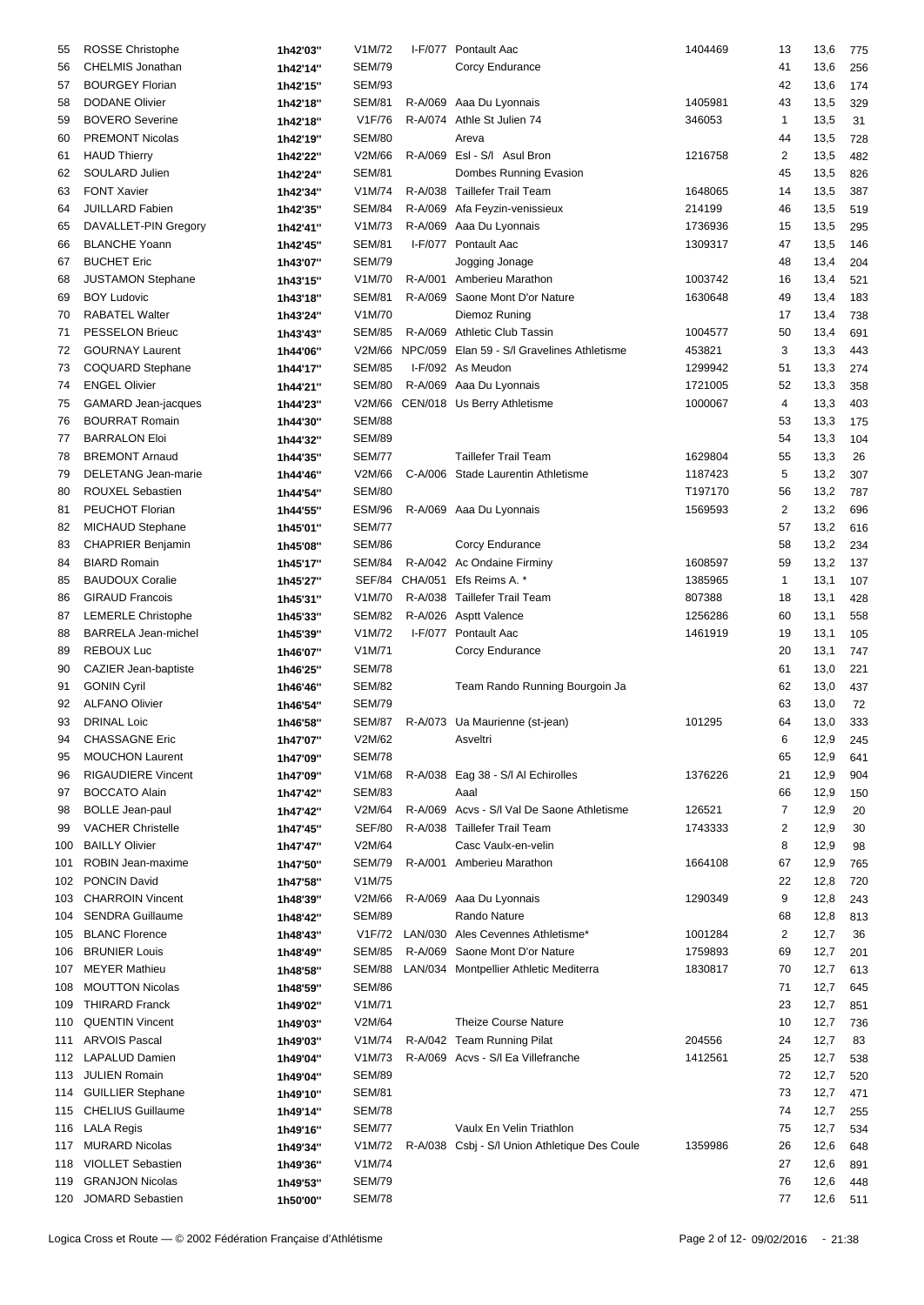| | | | | | | | | | |
|---|---|---|---|---|---|---|---|---|---|
| 55 | ROSSE Christophe | 1h42'03'' | V1M/72 | I-F/077 | Pontault Aac | 1404469 | 13 | 13,6 | 775 |
| 56 | CHELMIS Jonathan | 1h42'14'' | SEM/79 | | Corcy Endurance | | 41 | 13,6 | 256 |
| 57 | BOURGEY Florian | 1h42'15'' | SEM/93 | | | | 42 | 13,6 | 174 |
| 58 | DODANE Olivier | 1h42'18'' | SEM/81 | R-A/069 | Aaa Du Lyonnais | 1405981 | 43 | 13,5 | 329 |
| 59 | BOVERO Severine | 1h42'18'' | V1F/76 | R-A/074 | Athle St Julien 74 | 346053 | 1 | 13,5 | 31 |
| 60 | PREMONT Nicolas | 1h42'19'' | SEM/80 | | Areva | | 44 | 13,5 | 728 |
| 61 | HAUD Thierry | 1h42'22'' | V2M/66 | R-A/069 | Esl - S/l Asul Bron | 1216758 | 2 | 13,5 | 482 |
| 62 | SOULARD Julien | 1h42'24'' | SEM/81 | | Dombes Running Evasion | | 45 | 13,5 | 826 |
| 63 | FONT Xavier | 1h42'34'' | V1M/74 | R-A/038 | Taillefer Trail Team | 1648065 | 14 | 13,5 | 387 |
| 64 | JUILLARD Fabien | 1h42'35'' | SEM/84 | R-A/069 | Afa Feyzin-venissieux | 214199 | 46 | 13,5 | 519 |
| 65 | DAVALLET-PIN Gregory | 1h42'41'' | V1M/73 | R-A/069 | Aaa Du Lyonnais | 1736936 | 15 | 13,5 | 295 |
| 66 | BLANCHE Yoann | 1h42'45'' | SEM/81 | I-F/077 | Pontault Aac | 1309317 | 47 | 13,5 | 146 |
| 67 | BUCHET Eric | 1h43'07'' | SEM/79 | | Jogging Jonage | | 48 | 13,4 | 204 |
| 68 | JUSTAMON Stephane | 1h43'15'' | V1M/70 | R-A/001 | Amberieu Marathon | 1003742 | 16 | 13,4 | 521 |
| 69 | BOY Ludovic | 1h43'18'' | SEM/81 | R-A/069 | Saone Mont D'or Nature | 1630648 | 49 | 13,4 | 183 |
| 70 | RABATEL Walter | 1h43'24'' | V1M/70 | | Diemoz Runing | | 17 | 13,4 | 738 |
| 71 | PESSELON Brieuc | 1h43'43'' | SEM/85 | R-A/069 | Athletic Club Tassin | 1004577 | 50 | 13,4 | 691 |
| 72 | GOURNAY Laurent | 1h44'06'' | V2M/66 | NPC/059 | Elan 59 - S/l Gravelines Athletisme | 453821 | 3 | 13,3 | 443 |
| 73 | COQUARD Stephane | 1h44'17'' | SEM/85 | I-F/092 | As Meudon | 1299942 | 51 | 13,3 | 274 |
| 74 | ENGEL Olivier | 1h44'21'' | SEM/80 | R-A/069 | Aaa Du Lyonnais | 1721005 | 52 | 13,3 | 358 |
| 75 | GAMARD Jean-jacques | 1h44'23'' | V2M/66 | CEN/018 | Us Berry Athletisme | 1000067 | 4 | 13,3 | 403 |
| 76 | BOURRAT Romain | 1h44'30'' | SEM/88 | | | | 53 | 13,3 | 175 |
| 77 | BARRALON Eloi | 1h44'32'' | SEM/89 | | | | 54 | 13,3 | 104 |
| 78 | BREMONT Arnaud | 1h44'35'' | SEM/77 | | Taillefer Trail Team | 1629804 | 55 | 13,3 | 26 |
| 79 | DELETANG Jean-marie | 1h44'46'' | V2M/66 | C-A/006 | Stade Laurentin Athletisme | 1187423 | 5 | 13,2 | 307 |
| 80 | ROUXEL Sebastien | 1h44'54'' | SEM/80 | | | T197170 | 56 | 13,2 | 787 |
| 81 | PEUCHOT Florian | 1h44'55'' | ESM/96 | R-A/069 | Aaa Du Lyonnais | 1569593 | 2 | 13,2 | 696 |
| 82 | MICHAUD Stephane | 1h45'01'' | SEM/77 | | | | 57 | 13,2 | 616 |
| 83 | CHAPRIER Benjamin | 1h45'08'' | SEM/86 | | Corcy Endurance | | 58 | 13,2 | 234 |
| 84 | BIARD Romain | 1h45'17'' | SEM/84 | R-A/042 | Ac Ondaine Firminy | 1608597 | 59 | 13,2 | 137 |
| 85 | BAUDOUX Coralie | 1h45'27'' | SEF/84 | CHA/051 | Efs Reims A. * | 1385965 | 1 | 13,1 | 107 |
| 86 | GIRAUD Francois | 1h45'31'' | V1M/70 | R-A/038 | Taillefer Trail Team | 807388 | 18 | 13,1 | 428 |
| 87 | LEMERLE Christophe | 1h45'33'' | SEM/82 | R-A/026 | Asptt Valence | 1256286 | 60 | 13,1 | 558 |
| 88 | BARRELA Jean-michel | 1h45'39'' | V1M/72 | I-F/077 | Pontault Aac | 1461919 | 19 | 13,1 | 105 |
| 89 | REBOUX Luc | 1h46'07'' | V1M/71 | | Corcy Endurance | | 20 | 13,1 | 747 |
| 90 | CAZIER Jean-baptiste | 1h46'25'' | SEM/78 | | | | 61 | 13,0 | 221 |
| 91 | GONIN Cyril | 1h46'46'' | SEM/82 | | Team Rando Running Bourgoin Ja | | 62 | 13,0 | 437 |
| 92 | ALFANO Olivier | 1h46'54'' | SEM/79 | | | | 63 | 13,0 | 72 |
| 93 | DRINAL Loic | 1h46'58'' | SEM/87 | R-A/073 | Ua Maurienne (st-jean) | 101295 | 64 | 13,0 | 333 |
| 94 | CHASSAGNE Eric | 1h47'07'' | V2M/62 | | Asveltri | | 6 | 12,9 | 245 |
| 95 | MOUCHON Laurent | 1h47'09'' | SEM/78 | | | | 65 | 12,9 | 641 |
| 96 | RIGAUDIERE Vincent | 1h47'09'' | V1M/68 | R-A/038 | Eag 38 - S/l Al Echirolles | 1376226 | 21 | 12,9 | 904 |
| 97 | BOCCATO Alain | 1h47'42'' | SEM/83 | | Aaal | | 66 | 12,9 | 150 |
| 98 | BOLLE Jean-paul | 1h47'42'' | V2M/64 | R-A/069 | Acvs - S/l Val De Saone Athletisme | 126521 | 7 | 12,9 | 20 |
| 99 | VACHER Christelle | 1h47'45'' | SEF/80 | R-A/038 | Taillefer Trail Team | 1743333 | 2 | 12,9 | 30 |
| 100 | BAILLY Olivier | 1h47'47'' | V2M/64 | | Casc Vaulx-en-velin | | 8 | 12,9 | 98 |
| 101 | ROBIN Jean-maxime | 1h47'50'' | SEM/79 | R-A/001 | Amberieu Marathon | 1664108 | 67 | 12,9 | 765 |
| 102 | PONCIN David | 1h47'58'' | V1M/75 | | | | 22 | 12,8 | 720 |
| 103 | CHARROIN Vincent | 1h48'39'' | V2M/66 | R-A/069 | Aaa Du Lyonnais | 1290349 | 9 | 12,8 | 243 |
| 104 | SENDRA Guillaume | 1h48'42'' | SEM/89 | | Rando Nature | | 68 | 12,8 | 813 |
| 105 | BLANC Florence | 1h48'43'' | V1F/72 | LAN/030 | Ales Cevennes Athletisme* | 1001284 | 2 | 12,7 | 36 |
| 106 | BRUNIER Louis | 1h48'49'' | SEM/85 | R-A/069 | Saone Mont D'or Nature | 1759893 | 69 | 12,7 | 201 |
| 107 | MEYER Mathieu | 1h48'58'' | SEM/88 | LAN/034 | Montpellier Athletic Mediterra | 1830817 | 70 | 12,7 | 613 |
| 108 | MOUTTON Nicolas | 1h48'59'' | SEM/86 | | | | 71 | 12,7 | 645 |
| 109 | THIRARD Franck | 1h49'02'' | V1M/71 | | | | 23 | 12,7 | 851 |
| 110 | QUENTIN Vincent | 1h49'03'' | V2M/64 | | Theize Course Nature | | 10 | 12,7 | 736 |
| 111 | ARVOIS Pascal | 1h49'03'' | V1M/74 | R-A/042 | Team Running Pilat | 204556 | 24 | 12,7 | 83 |
| 112 | LAPALUD Damien | 1h49'04'' | V1M/73 | R-A/069 | Acvs - S/l Ea Villefranche | 1412561 | 25 | 12,7 | 538 |
| 113 | JULIEN Romain | 1h49'04'' | SEM/89 | | | | 72 | 12,7 | 520 |
| 114 | GUILLIER Stephane | 1h49'10'' | SEM/81 | | | | 73 | 12,7 | 471 |
| 115 | CHELIUS Guillaume | 1h49'14'' | SEM/78 | | | | 74 | 12,7 | 255 |
| 116 | LALA Regis | 1h49'16'' | SEM/77 | | Vaulx En Velin Triathlon | | 75 | 12,7 | 534 |
| 117 | MURARD Nicolas | 1h49'34'' | V1M/72 | R-A/038 | Csbj - S/l Union Athletique Des Coule | 1359986 | 26 | 12,6 | 648 |
| 118 | VIOLLET Sebastien | 1h49'36'' | V1M/74 | | | | 27 | 12,6 | 891 |
| 119 | GRANJON Nicolas | 1h49'53'' | SEM/79 | | | | 76 | 12,6 | 448 |
| 120 | JOMARD Sebastien | 1h50'00'' | SEM/78 | | | | 77 | 12,6 | 511 |

Logica Cross et Route — © 2002 Fédération Française d'Athlétisme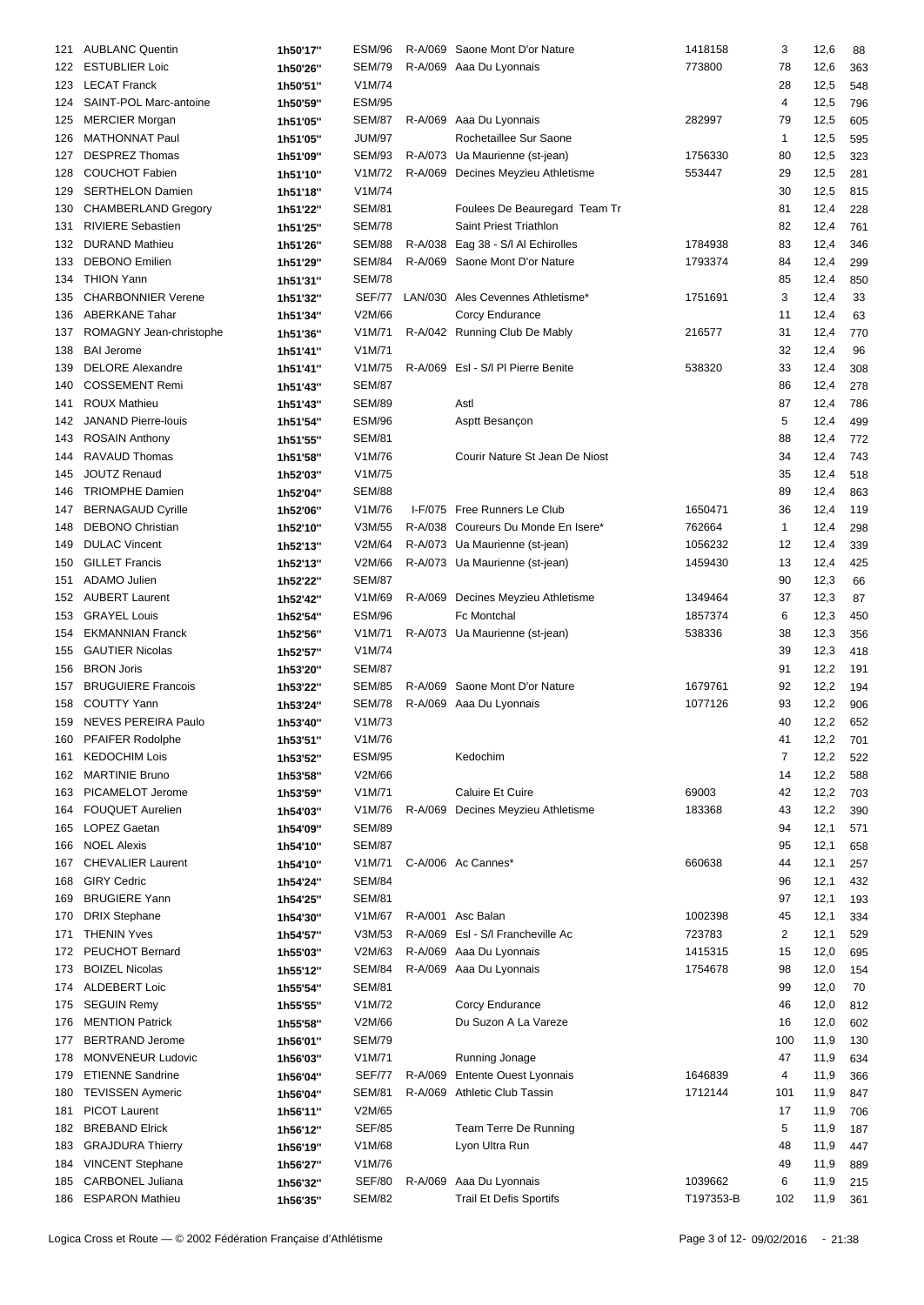| | | | | | | | | | |
|---|---|---|---|---|---|---|---|---|---|
| 121 | AUBLANC Quentin | 1h50'17'' | ESM/96 | R-A/069 | Saone Mont D'or Nature | 1418158 | 3 | 12,6 | 88 |
| 122 | ESTUBLIER Loic | 1h50'26'' | SEM/79 | R-A/069 | Aaa Du Lyonnais | 773800 | 78 | 12,6 | 363 |
| 123 | LECAT Franck | 1h50'51'' | V1M/74 | | | | 28 | 12,5 | 548 |
| 124 | SAINT-POL Marc-antoine | 1h50'59'' | ESM/95 | | | | 4 | 12,5 | 796 |
| 125 | MERCIER Morgan | 1h51'05'' | SEM/87 | R-A/069 | Aaa Du Lyonnais | 282997 | 79 | 12,5 | 605 |
| 126 | MATHONNAT Paul | 1h51'05'' | JUM/97 | | Rochetaillee Sur Saone | | 1 | 12,5 | 595 |
| 127 | DESPREZ Thomas | 1h51'09'' | SEM/93 | R-A/073 | Ua Maurienne (st-jean) | 1756330 | 80 | 12,5 | 323 |
| 128 | COUCHOT Fabien | 1h51'10'' | V1M/72 | R-A/069 | Decines Meyzieu Athletisme | 553447 | 29 | 12,5 | 281 |
| 129 | SERTHELON Damien | 1h51'18'' | V1M/74 | | | | 30 | 12,5 | 815 |
| 130 | CHAMBERLAND Gregory | 1h51'22'' | SEM/81 | | Foulees De Beauregard Team Tr | | 81 | 12,4 | 228 |
| 131 | RIVIERE Sebastien | 1h51'25'' | SEM/78 | | Saint Priest Triathlon | | 82 | 12,4 | 761 |
| 132 | DURAND Mathieu | 1h51'26'' | SEM/88 | R-A/038 | Eag 38 - S/l Al Echirolles | 1784938 | 83 | 12,4 | 346 |
| 133 | DEBONO Emilien | 1h51'29'' | SEM/84 | R-A/069 | Saone Mont D'or Nature | 1793374 | 84 | 12,4 | 299 |
| 134 | THION Yann | 1h51'31'' | SEM/78 | | | | 85 | 12,4 | 850 |
| 135 | CHARBONNIER Verene | 1h51'32'' | SEF/77 | LAN/030 | Ales Cevennes Athletisme* | 1751691 | 3 | 12,4 | 33 |
| 136 | ABERKANE Tahar | 1h51'34'' | V2M/66 | | Corcy Endurance | | 11 | 12,4 | 63 |
| 137 | ROMAGNY Jean-christophe | 1h51'36'' | V1M/71 | R-A/042 | Running Club De Mably | 216577 | 31 | 12,4 | 770 |
| 138 | BAI Jerome | 1h51'41'' | V1M/71 | | | | 32 | 12,4 | 96 |
| 139 | DELORE Alexandre | 1h51'41'' | V1M/75 | R-A/069 | Esl - S/l Pl Pierre Benite | 538320 | 33 | 12,4 | 308 |
| 140 | COSSEMENT Remi | 1h51'43'' | SEM/87 | | | | 86 | 12,4 | 278 |
| 141 | ROUX Mathieu | 1h51'43'' | SEM/89 | | Astl | | 87 | 12,4 | 786 |
| 142 | JANAND Pierre-louis | 1h51'54'' | ESM/96 | | Asptt Besançon | | 5 | 12,4 | 499 |
| 143 | ROSAIN Anthony | 1h51'55'' | SEM/81 | | | | 88 | 12,4 | 772 |
| 144 | RAVAUD Thomas | 1h51'58'' | V1M/76 | | Courir Nature St Jean De Niost | | 34 | 12,4 | 743 |
| 145 | JOUTZ Renaud | 1h52'03'' | V1M/75 | | | | 35 | 12,4 | 518 |
| 146 | TRIOMPHE Damien | 1h52'04'' | SEM/88 | | | | 89 | 12,4 | 863 |
| 147 | BERNAGAUD Cyrille | 1h52'06'' | V1M/76 | I-F/075 | Free Runners Le Club | 1650471 | 36 | 12,4 | 119 |
| 148 | DEBONO Christian | 1h52'10'' | V3M/55 | R-A/038 | Coureurs Du Monde En Isere* | 762664 | 1 | 12,4 | 298 |
| 149 | DULAC Vincent | 1h52'13'' | V2M/64 | R-A/073 | Ua Maurienne (st-jean) | 1056232 | 12 | 12,4 | 339 |
| 150 | GILLET Francis | 1h52'13'' | V2M/66 | R-A/073 | Ua Maurienne (st-jean) | 1459430 | 13 | 12,4 | 425 |
| 151 | ADAMO Julien | 1h52'22'' | SEM/87 | | | | 90 | 12,3 | 66 |
| 152 | AUBERT Laurent | 1h52'42'' | V1M/69 | R-A/069 | Decines Meyzieu Athletisme | 1349464 | 37 | 12,3 | 87 |
| 153 | GRAYEL Louis | 1h52'54'' | ESM/96 | | Fc Montchal | 1857374 | 6 | 12,3 | 450 |
| 154 | EKMANNIAN Franck | 1h52'56'' | V1M/71 | R-A/073 | Ua Maurienne (st-jean) | 538336 | 38 | 12,3 | 356 |
| 155 | GAUTIER Nicolas | 1h52'57'' | V1M/74 | | | | 39 | 12,3 | 418 |
| 156 | BRON Joris | 1h53'20'' | SEM/87 | | | | 91 | 12,2 | 191 |
| 157 | BRUGUIERE Francois | 1h53'22'' | SEM/85 | R-A/069 | Saone Mont D'or Nature | 1679761 | 92 | 12,2 | 194 |
| 158 | COUTTY Yann | 1h53'24'' | SEM/78 | R-A/069 | Aaa Du Lyonnais | 1077126 | 93 | 12,2 | 906 |
| 159 | NEVES PEREIRA Paulo | 1h53'40'' | V1M/73 | | | | 40 | 12,2 | 652 |
| 160 | PFAIFER Rodolphe | 1h53'51'' | V1M/76 | | | | 41 | 12,2 | 701 |
| 161 | KEDOCHIM Lois | 1h53'52'' | ESM/95 | | Kedochim | | 7 | 12,2 | 522 |
| 162 | MARTINIE Bruno | 1h53'58'' | V2M/66 | | | | 14 | 12,2 | 588 |
| 163 | PICAMELOT Jerome | 1h53'59'' | V1M/71 | | Caluire Et Cuire | 69003 | 42 | 12,2 | 703 |
| 164 | FOUQUET Aurelien | 1h54'03'' | V1M/76 | R-A/069 | Decines Meyzieu Athletisme | 183368 | 43 | 12,2 | 390 |
| 165 | LOPEZ Gaetan | 1h54'09'' | SEM/89 | | | | 94 | 12,1 | 571 |
| 166 | NOEL Alexis | 1h54'10'' | SEM/87 | | | | 95 | 12,1 | 658 |
| 167 | CHEVALIER Laurent | 1h54'10'' | V1M/71 | C-A/006 | Ac Cannes* | 660638 | 44 | 12,1 | 257 |
| 168 | GIRY Cedric | 1h54'24'' | SEM/84 | | | | 96 | 12,1 | 432 |
| 169 | BRUGIERE Yann | 1h54'25'' | SEM/81 | | | | 97 | 12,1 | 193 |
| 170 | DRIX Stephane | 1h54'30'' | V1M/67 | R-A/001 | Asc Balan | 1002398 | 45 | 12,1 | 334 |
| 171 | THENIN Yves | 1h54'57'' | V3M/53 | R-A/069 | Esl - S/l Francheville Ac | 723783 | 2 | 12,1 | 529 |
| 172 | PEUCHOT Bernard | 1h55'03'' | V2M/63 | R-A/069 | Aaa Du Lyonnais | 1415315 | 15 | 12,0 | 695 |
| 173 | BOIZEL Nicolas | 1h55'12'' | SEM/84 | R-A/069 | Aaa Du Lyonnais | 1754678 | 98 | 12,0 | 154 |
| 174 | ALDEBERT Loic | 1h55'54'' | SEM/81 | | | | 99 | 12,0 | 70 |
| 175 | SEGUIN Remy | 1h55'55'' | V1M/72 | | Corcy Endurance | | 46 | 12,0 | 812 |
| 176 | MENTION Patrick | 1h55'58'' | V2M/66 | | Du Suzon A La Vareze | | 16 | 12,0 | 602 |
| 177 | BERTRAND Jerome | 1h56'01'' | SEM/79 | | | | 100 | 11,9 | 130 |
| 178 | MONVENEUR Ludovic | 1h56'03'' | V1M/71 | | Running Jonage | | 47 | 11,9 | 634 |
| 179 | ETIENNE Sandrine | 1h56'04'' | SEF/77 | R-A/069 | Entente Ouest Lyonnais | 1646839 | 4 | 11,9 | 366 |
| 180 | TEVISSEN Aymeric | 1h56'04'' | SEM/81 | R-A/069 | Athletic Club Tassin | 1712144 | 101 | 11,9 | 847 |
| 181 | PICOT Laurent | 1h56'11'' | V2M/65 | | | | 17 | 11,9 | 706 |
| 182 | BREBAND Elrick | 1h56'12'' | SEF/85 | | Team Terre De Running | | 5 | 11,9 | 187 |
| 183 | GRAJDURA Thierry | 1h56'19'' | V1M/68 | | Lyon Ultra Run | | 48 | 11,9 | 447 |
| 184 | VINCENT Stephane | 1h56'27'' | V1M/76 | | | | 49 | 11,9 | 889 |
| 185 | CARBONEL Juliana | 1h56'32'' | SEF/80 | R-A/069 | Aaa Du Lyonnais | 1039662 | 6 | 11,9 | 215 |
| 186 | ESPARON Mathieu | 1h56'35'' | SEM/82 | | Trail Et Defis Sportifs | T197353-B | 102 | 11,9 | 361 |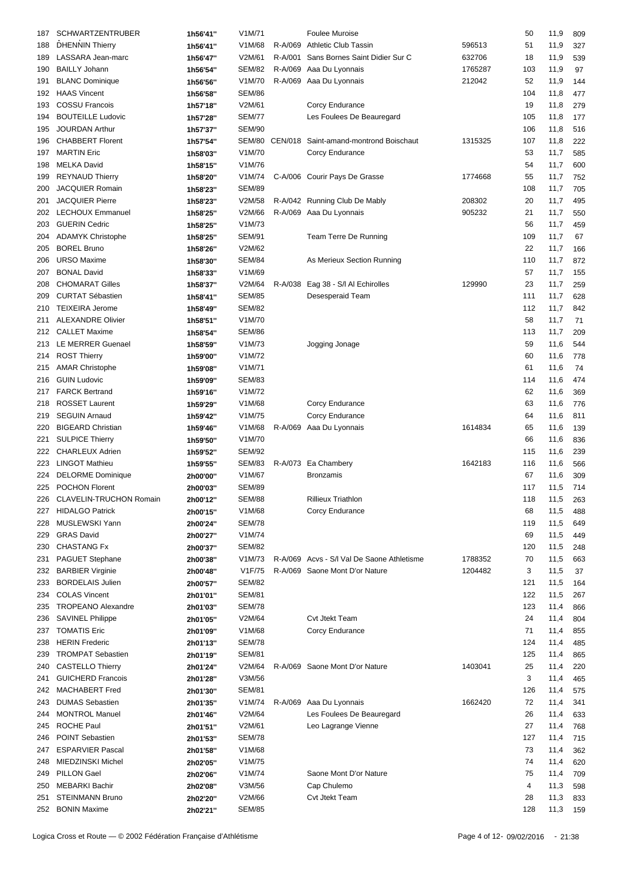| | | | | | | | | | |
|---|---|---|---|---|---|---|---|---|---|
| 187 | SCHWARTZENTRUBER | 1h56'41'' | V1M/71 | | Foulee Muroise | | 50 | 11,9 | 809 |
| 188 | DHENNIN Thierry | 1h56'41'' | V1M/68 | R-A/069 | Athletic Club Tassin | 596513 | 51 | 11,9 | 327 |
| 189 | LASSARA Jean-marc | 1h56'47'' | V2M/61 | R-A/001 | Sans Bornes Saint Didier Sur C | 632706 | 18 | 11,9 | 539 |
| 190 | BAILLY Johann | 1h56'54'' | SEM/82 | R-A/069 | Aaa Du Lyonnais | 1765287 | 103 | 11,9 | 97 |
| 191 | BLANC Dominique | 1h56'56'' | V1M/70 | R-A/069 | Aaa Du Lyonnais | 212042 | 52 | 11,9 | 144 |
| 192 | HAAS Vincent | 1h56'58'' | SEM/86 | | | | 104 | 11,8 | 477 |
| 193 | COSSU Francois | 1h57'18'' | V2M/61 | | Corcy Endurance | | 19 | 11,8 | 279 |
| 194 | BOUTEILLE Ludovic | 1h57'28'' | SEM/77 | | Les Foulees De Beauregard | | 105 | 11,8 | 177 |
| 195 | JOURDAN Arthur | 1h57'37'' | SEM/90 | | | | 106 | 11,8 | 516 |
| 196 | CHABBERT Florent | 1h57'54'' | SEM/80 | CEN/018 | Saint-amand-montrond Boischaut | 1315325 | 107 | 11,8 | 222 |
| 197 | MARTIN Eric | 1h58'03'' | V1M/70 | | Corcy Endurance | | 53 | 11,7 | 585 |
| 198 | MELKA David | 1h58'15'' | V1M/76 | | | | 54 | 11,7 | 600 |
| 199 | REYNAUD Thierry | 1h58'20'' | V1M/74 | C-A/006 | Courir Pays De Grasse | 1774668 | 55 | 11,7 | 752 |
| 200 | JACQUIER Romain | 1h58'23'' | SEM/89 | | | | 108 | 11,7 | 705 |
| 201 | JACQUIER Pierre | 1h58'23'' | V2M/58 | R-A/042 | Running Club De Mably | 208302 | 20 | 11,7 | 495 |
| 202 | LECHOUX Emmanuel | 1h58'25'' | V2M/66 | R-A/069 | Aaa Du Lyonnais | 905232 | 21 | 11,7 | 550 |
| 203 | GUERIN Cedric | 1h58'25'' | V1M/73 | | | | 56 | 11,7 | 459 |
| 204 | ADAMYK Christophe | 1h58'25'' | SEM/91 | | Team Terre De Running | | 109 | 11,7 | 67 |
| 205 | BOREL Bruno | 1h58'26'' | V2M/62 | | | | 22 | 11,7 | 166 |
| 206 | URSO Maxime | 1h58'30'' | SEM/84 | | As Merieux Section Running | | 110 | 11,7 | 872 |
| 207 | BONAL David | 1h58'33'' | V1M/69 | | | | 57 | 11,7 | 155 |
| 208 | CHOMARAT Gilles | 1h58'37'' | V2M/64 | R-A/038 | Eag 38 - S/l Al Echirolles | 129990 | 23 | 11,7 | 259 |
| 209 | CURTAT Sébastien | 1h58'41'' | SEM/85 | | Desesperaid Team | | 111 | 11,7 | 628 |
| 210 | TEIXEIRA Jerome | 1h58'49'' | SEM/82 | | | | 112 | 11,7 | 842 |
| 211 | ALEXANDRE Olivier | 1h58'51'' | V1M/70 | | | | 58 | 11,7 | 71 |
| 212 | CALLET Maxime | 1h58'54'' | SEM/86 | | | | 113 | 11,7 | 209 |
| 213 | LE MERRER Guenael | 1h58'59'' | V1M/73 | | Jogging Jonage | | 59 | 11,6 | 544 |
| 214 | ROST Thierry | 1h59'00'' | V1M/72 | | | | 60 | 11,6 | 778 |
| 215 | AMAR Christophe | 1h59'08'' | V1M/71 | | | | 61 | 11,6 | 74 |
| 216 | GUIN Ludovic | 1h59'09'' | SEM/83 | | | | 114 | 11,6 | 474 |
| 217 | FARCK Bertrand | 1h59'16'' | V1M/72 | | | | 62 | 11,6 | 369 |
| 218 | ROSSET Laurent | 1h59'29'' | V1M/68 | | Corcy Endurance | | 63 | 11,6 | 776 |
| 219 | SEGUIN Arnaud | 1h59'42'' | V1M/75 | | Corcy Endurance | | 64 | 11,6 | 811 |
| 220 | BIGEARD Christian | 1h59'46'' | V1M/68 | R-A/069 | Aaa Du Lyonnais | 1614834 | 65 | 11,6 | 139 |
| 221 | SULPICE Thierry | 1h59'50'' | V1M/70 | | | | 66 | 11,6 | 836 |
| 222 | CHARLEUX Adrien | 1h59'52'' | SEM/92 | | | | 115 | 11,6 | 239 |
| 223 | LINGOT Mathieu | 1h59'55'' | SEM/83 | R-A/073 | Ea Chambery | 1642183 | 116 | 11,6 | 566 |
| 224 | DELORME Dominique | 2h00'00'' | V1M/67 | | Bronzamis | | 67 | 11,6 | 309 |
| 225 | POCHON Florent | 2h00'03'' | SEM/89 | | | | 117 | 11,5 | 714 |
| 226 | CLAVELIN-TRUCHON Romain | 2h00'12'' | SEM/88 | | Rillieux Triathlon | | 118 | 11,5 | 263 |
| 227 | HIDALGO Patrick | 2h00'15'' | V1M/68 | | Corcy Endurance | | 68 | 11,5 | 488 |
| 228 | MUSLEWSKI Yann | 2h00'24'' | SEM/78 | | | | 119 | 11,5 | 649 |
| 229 | GRAS David | 2h00'27'' | V1M/74 | | | | 69 | 11,5 | 449 |
| 230 | CHASTANG Fx | 2h00'37'' | SEM/82 | | | | 120 | 11,5 | 248 |
| 231 | PAGUET Stephane | 2h00'38'' | V1M/73 | R-A/069 | Acvs - S/l Val De Saone Athletisme | 1788352 | 70 | 11,5 | 663 |
| 232 | BARBIER Virginie | 2h00'48'' | V1F/75 | R-A/069 | Saone Mont D'or Nature | 1204482 | 3 | 11,5 | 37 |
| 233 | BORDELAIS Julien | 2h00'57'' | SEM/82 | | | | 121 | 11,5 | 164 |
| 234 | COLAS Vincent | 2h01'01'' | SEM/81 | | | | 122 | 11,5 | 267 |
| 235 | TROPEANO Alexandre | 2h01'03'' | SEM/78 | | | | 123 | 11,4 | 866 |
| 236 | SAVINEL Philippe | 2h01'05'' | V2M/64 | | Cvt Jtekt Team | | 24 | 11,4 | 804 |
| 237 | TOMATIS Eric | 2h01'09'' | V1M/68 | | Corcy Endurance | | 71 | 11,4 | 855 |
| 238 | HERIN Frederic | 2h01'13'' | SEM/78 | | | | 124 | 11,4 | 485 |
| 239 | TROMPAT Sebastien | 2h01'19'' | SEM/81 | | | | 125 | 11,4 | 865 |
| 240 | CASTELLO Thierry | 2h01'24'' | V2M/64 | R-A/069 | Saone Mont D'or Nature | 1403041 | 25 | 11,4 | 220 |
| 241 | GUICHERD Francois | 2h01'28'' | V3M/56 | | | | 3 | 11,4 | 465 |
| 242 | MACHABERT Fred | 2h01'30'' | SEM/81 | | | | 126 | 11,4 | 575 |
| 243 | DUMAS Sebastien | 2h01'35'' | V1M/74 | R-A/069 | Aaa Du Lyonnais | 1662420 | 72 | 11,4 | 341 |
| 244 | MONTROL Manuel | 2h01'46'' | V2M/64 | | Les Foulees De Beauregard | | 26 | 11,4 | 633 |
| 245 | ROCHE Paul | 2h01'51'' | V2M/61 | | Leo Lagrange Vienne | | 27 | 11,4 | 768 |
| 246 | POINT Sebastien | 2h01'53'' | SEM/78 | | | | 127 | 11,4 | 715 |
| 247 | ESPARVIER Pascal | 2h01'58'' | V1M/68 | | | | 73 | 11,4 | 362 |
| 248 | MIEDZINSKI Michel | 2h02'05'' | V1M/75 | | | | 74 | 11,4 | 620 |
| 249 | PILLON Gael | 2h02'06'' | V1M/74 | | Saone Mont D'or Nature | | 75 | 11,4 | 709 |
| 250 | MEBARKI Bachir | 2h02'08'' | V3M/56 | | Cap Chulemo | | 4 | 11,3 | 598 |
| 251 | STEINMANN Bruno | 2h02'20'' | V2M/66 | | Cvt Jtekt Team | | 28 | 11,3 | 833 |
| 252 | BONIN Maxime | 2h02'21'' | SEM/85 | | | | 128 | 11,3 | 159 |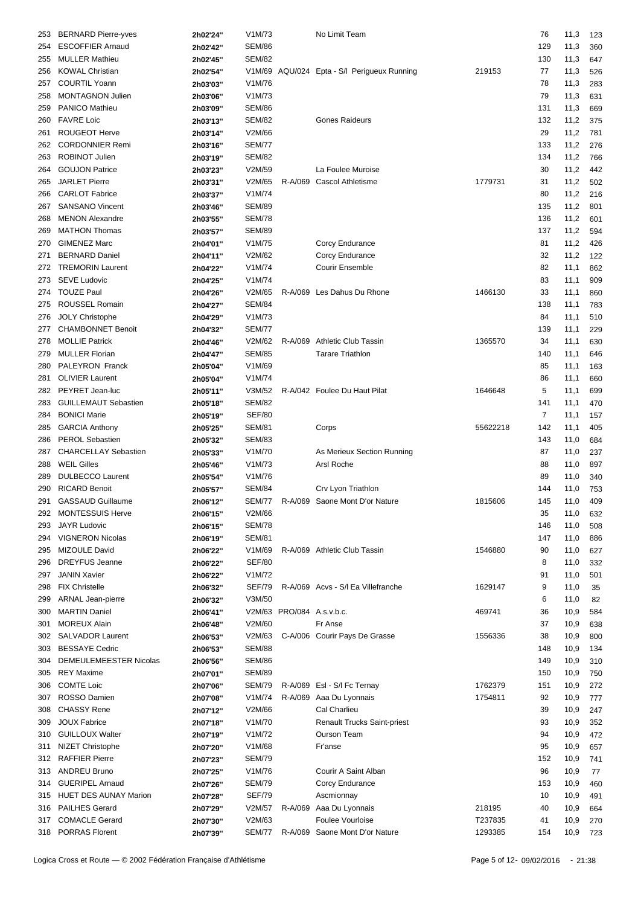| | | | | | | | | | |
|---|---|---|---|---|---|---|---|---|---|
| 253 | BERNARD Pierre-yves | 2h02'24'' | V1M/73 | | No Limit Team | | 76 | 11,3 | 123 |
| 254 | ESCOFFIER Arnaud | 2h02'42'' | SEM/86 | | | | 129 | 11,3 | 360 |
| 255 | MULLER Mathieu | 2h02'45'' | SEM/82 | | | | 130 | 11,3 | 647 |
| 256 | KOWAL Christian | 2h02'54'' | V1M/69 | AQU/024 | Epta - S/l Perigueux Running | 219153 | 77 | 11,3 | 526 |
| 257 | COURTIL Yoann | 2h03'03'' | V1M/76 | | | | 78 | 11,3 | 283 |
| 258 | MONTAGNON Julien | 2h03'06'' | V1M/73 | | | | 79 | 11,3 | 631 |
| 259 | PANICO Mathieu | 2h03'09'' | SEM/86 | | | | 131 | 11,3 | 669 |
| 260 | FAVRE Loic | 2h03'13'' | SEM/82 | | Gones Raideurs | | 132 | 11,2 | 375 |
| 261 | ROUGEOT Herve | 2h03'14'' | V2M/66 | | | | 29 | 11,2 | 781 |
| 262 | CORDONNIER Remi | 2h03'16'' | SEM/77 | | | | 133 | 11,2 | 276 |
| 263 | ROBINOT Julien | 2h03'19'' | SEM/82 | | | | 134 | 11,2 | 766 |
| 264 | GOUJON Patrice | 2h03'23'' | V2M/59 | | La Foulee Muroise | | 30 | 11,2 | 442 |
| 265 | JARLET Pierre | 2h03'31'' | V2M/65 | R-A/069 | Cascol Athletisme | 1779731 | 31 | 11,2 | 502 |
| 266 | CARLOT Fabrice | 2h03'37'' | V1M/74 | | | | 80 | 11,2 | 216 |
| 267 | SANSANO Vincent | 2h03'46'' | SEM/89 | | | | 135 | 11,2 | 801 |
| 268 | MENON Alexandre | 2h03'55'' | SEM/78 | | | | 136 | 11,2 | 601 |
| 269 | MATHON Thomas | 2h03'57'' | SEM/89 | | | | 137 | 11,2 | 594 |
| 270 | GIMENEZ Marc | 2h04'01'' | V1M/75 | | Corcy Endurance | | 81 | 11,2 | 426 |
| 271 | BERNARD Daniel | 2h04'11'' | V2M/62 | | Corcy Endurance | | 32 | 11,2 | 122 |
| 272 | TREMORIN Laurent | 2h04'22'' | V1M/74 | | Courir Ensemble | | 82 | 11,1 | 862 |
| 273 | SEVE Ludovic | 2h04'25'' | V1M/74 | | | | 83 | 11,1 | 909 |
| 274 | TOUZE Paul | 2h04'26'' | V2M/65 | R-A/069 | Les Dahus Du Rhone | 1466130 | 33 | 11,1 | 860 |
| 275 | ROUSSEL Romain | 2h04'27'' | SEM/84 | | | | 138 | 11,1 | 783 |
| 276 | JOLY Christophe | 2h04'29'' | V1M/73 | | | | 84 | 11,1 | 510 |
| 277 | CHAMBONNET Benoit | 2h04'32'' | SEM/77 | | | | 139 | 11,1 | 229 |
| 278 | MOLLIE Patrick | 2h04'46'' | V2M/62 | R-A/069 | Athletic Club Tassin | 1365570 | 34 | 11,1 | 630 |
| 279 | MULLER Florian | 2h04'47'' | SEM/85 | | Tarare Triathlon | | 140 | 11,1 | 646 |
| 280 | PALEYRON Franck | 2h05'04'' | V1M/69 | | | | 85 | 11,1 | 163 |
| 281 | OLIVIER Laurent | 2h05'04'' | V1M/74 | | | | 86 | 11,1 | 660 |
| 282 | PEYRET Jean-luc | 2h05'11'' | V3M/52 | R-A/042 | Foulee Du Haut Pilat | 1646648 | 5 | 11,1 | 699 |
| 283 | GUILLEMAUT Sebastien | 2h05'18'' | SEM/82 | | | | 141 | 11,1 | 470 |
| 284 | BONICI Marie | 2h05'19'' | SEF/80 | | | | 7 | 11,1 | 157 |
| 285 | GARCIA Anthony | 2h05'25'' | SEM/81 | | Corps | 55622218 | 142 | 11,1 | 405 |
| 286 | PEROL Sebastien | 2h05'32'' | SEM/83 | | | | 143 | 11,0 | 684 |
| 287 | CHARCELLAY Sebastien | 2h05'33'' | V1M/70 | | As Merieux Section Running | | 87 | 11,0 | 237 |
| 288 | WEIL Gilles | 2h05'46'' | V1M/73 | | Arsl Roche | | 88 | 11,0 | 897 |
| 289 | DULBECCO Laurent | 2h05'54'' | V1M/76 | | | | 89 | 11,0 | 340 |
| 290 | RICARD Benoit | 2h05'57'' | SEM/84 | | Crv Lyon Triathlon | | 144 | 11,0 | 753 |
| 291 | GASSAUD Guillaume | 2h06'12'' | SEM/77 | R-A/069 | Saone Mont D'or Nature | 1815606 | 145 | 11,0 | 409 |
| 292 | MONTESSUIS Herve | 2h06'15'' | V2M/66 | | | | 35 | 11,0 | 632 |
| 293 | JAYR Ludovic | 2h06'15'' | SEM/78 | | | | 146 | 11,0 | 508 |
| 294 | VIGNERON Nicolas | 2h06'19'' | SEM/81 | | | | 147 | 11,0 | 886 |
| 295 | MIZOULE David | 2h06'22'' | V1M/69 | R-A/069 | Athletic Club Tassin | 1546880 | 90 | 11,0 | 627 |
| 296 | DREYFUS Jeanne | 2h06'22'' | SEF/80 | | | | 8 | 11,0 | 332 |
| 297 | JANIN Xavier | 2h06'22'' | V1M/72 | | | | 91 | 11,0 | 501 |
| 298 | FIX Christelle | 2h06'32'' | SEF/79 | R-A/069 | Acvs - S/l Ea Villefranche | 1629147 | 9 | 11,0 | 35 |
| 299 | ARNAL Jean-pierre | 2h06'32'' | V3M/50 | | | | 6 | 11,0 | 82 |
| 300 | MARTIN Daniel | 2h06'41'' | V2M/63 | PRO/084 | A.s.v.b.c. | 469741 | 36 | 10,9 | 584 |
| 301 | MOREUX Alain | 2h06'48'' | V2M/60 | | Fr Anse | | 37 | 10,9 | 638 |
| 302 | SALVADOR Laurent | 2h06'53'' | V2M/63 | C-A/006 | Courir Pays De Grasse | 1556336 | 38 | 10,9 | 800 |
| 303 | BESSAYE Cedric | 2h06'53'' | SEM/88 | | | | 148 | 10,9 | 134 |
| 304 | DEMEULEMEESTER Nicolas | 2h06'56'' | SEM/86 | | | | 149 | 10,9 | 310 |
| 305 | REY Maxime | 2h07'01'' | SEM/89 | | | | 150 | 10,9 | 750 |
| 306 | COMTE Loic | 2h07'06'' | SEM/79 | R-A/069 | Esl - S/l Fc Ternay | 1762379 | 151 | 10,9 | 272 |
| 307 | ROSSO Damien | 2h07'08'' | V1M/74 | R-A/069 | Aaa Du Lyonnais | 1754811 | 92 | 10,9 | 777 |
| 308 | CHASSY Rene | 2h07'12'' | V2M/66 | | Cal Charlieu | | 39 | 10,9 | 247 |
| 309 | JOUX Fabrice | 2h07'18'' | V1M/70 | | Renault Trucks Saint-priest | | 93 | 10,9 | 352 |
| 310 | GUILLOUX Walter | 2h07'19'' | V1M/72 | | Ourson Team | | 94 | 10,9 | 472 |
| 311 | NIZET Christophe | 2h07'20'' | V1M/68 | | Fr'anse | | 95 | 10,9 | 657 |
| 312 | RAFFIER Pierre | 2h07'23'' | SEM/79 | | | | 152 | 10,9 | 741 |
| 313 | ANDREU Bruno | 2h07'25'' | V1M/76 | | Courir A Saint Alban | | 96 | 10,9 | 77 |
| 314 | GUERIPEL Arnaud | 2h07'26'' | SEM/79 | | Corcy Endurance | | 153 | 10,9 | 460 |
| 315 | HUET DES AUNAY Marion | 2h07'28'' | SEF/79 | | Ascmionnay | | 10 | 10,9 | 491 |
| 316 | PAILHES Gerard | 2h07'29'' | V2M/57 | R-A/069 | Aaa Du Lyonnais | 218195 | 40 | 10,9 | 664 |
| 317 | COMACLE Gerard | 2h07'30'' | V2M/63 | | Foulee Vourloise | T237835 | 41 | 10,9 | 270 |
| 318 | PORRAS Florent | 2h07'39'' | SEM/77 | R-A/069 | Saone Mont D'or Nature | 1293385 | 154 | 10,9 | 723 |

Logica Cross et Route — © 2002 Fédération Française d'Athlétisme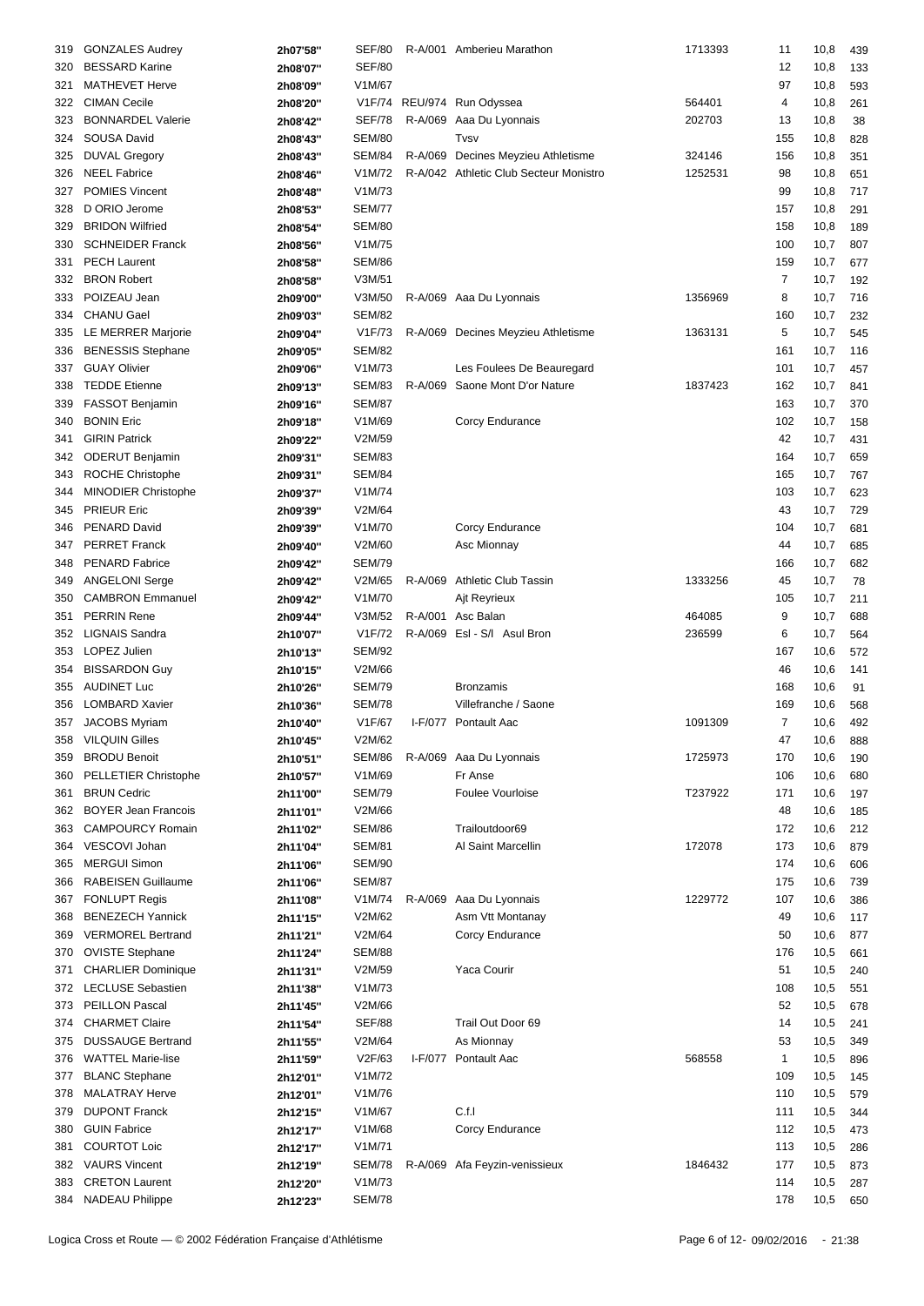| | | | | | | | | | |
|---|---|---|---|---|---|---|---|---|---|
| 319 | GONZALES Audrey | 2h07'58'' | SEF/80 | R-A/001 | Amberieu Marathon | 1713393 | 11 | 10,8 | 439 |
| 320 | BESSARD Karine | 2h08'07'' | SEF/80 | | | | 12 | 10,8 | 133 |
| 321 | MATHEVET Herve | 2h08'09'' | V1M/67 | | | | 97 | 10,8 | 593 |
| 322 | CIMAN Cecile | 2h08'20'' | V1F/74 | REU/974 | Run Odyssea | 564401 | 4 | 10,8 | 261 |
| 323 | BONNARDEL Valerie | 2h08'42'' | SEF/78 | R-A/069 | Aaa Du Lyonnais | 202703 | 13 | 10,8 | 38 |
| 324 | SOUSA David | 2h08'43'' | SEM/80 | | Tvsv | | 155 | 10,8 | 828 |
| 325 | DUVAL Gregory | 2h08'43'' | SEM/84 | R-A/069 | Decines Meyzieu Athletisme | 324146 | 156 | 10,8 | 351 |
| 326 | NEEL Fabrice | 2h08'46'' | V1M/72 | R-A/042 | Athletic Club Secteur Monistro | 1252531 | 98 | 10,8 | 651 |
| 327 | POMIES Vincent | 2h08'48'' | V1M/73 | | | | 99 | 10,8 | 717 |
| 328 | D ORIO Jerome | 2h08'53'' | SEM/77 | | | | 157 | 10,8 | 291 |
| 329 | BRIDON Wilfried | 2h08'54'' | SEM/80 | | | | 158 | 10,8 | 189 |
| 330 | SCHNEIDER Franck | 2h08'56'' | V1M/75 | | | | 100 | 10,7 | 807 |
| 331 | PECH Laurent | 2h08'58'' | SEM/86 | | | | 159 | 10,7 | 677 |
| 332 | BRON Robert | 2h08'58'' | V3M/51 | | | | 7 | 10,7 | 192 |
| 333 | POIZEAU Jean | 2h09'00'' | V3M/50 | R-A/069 | Aaa Du Lyonnais | 1356969 | 8 | 10,7 | 716 |
| 334 | CHANU Gael | 2h09'03'' | SEM/82 | | | | 160 | 10,7 | 232 |
| 335 | LE MERRER Marjorie | 2h09'04'' | V1F/73 | R-A/069 | Decines Meyzieu Athletisme | 1363131 | 5 | 10,7 | 545 |
| 336 | BENESSIS Stephane | 2h09'05'' | SEM/82 | | | | 161 | 10,7 | 116 |
| 337 | GUAY Olivier | 2h09'06'' | V1M/73 | | Les Foulees De Beauregard | | 101 | 10,7 | 457 |
| 338 | TEDDE Etienne | 2h09'13'' | SEM/83 | R-A/069 | Saone Mont D'or Nature | 1837423 | 162 | 10,7 | 841 |
| 339 | FASSOT Benjamin | 2h09'16'' | SEM/87 | | | | 163 | 10,7 | 370 |
| 340 | BONIN Eric | 2h09'18'' | V1M/69 | | Corcy Endurance | | 102 | 10,7 | 158 |
| 341 | GIRIN Patrick | 2h09'22'' | V2M/59 | | | | 42 | 10,7 | 431 |
| 342 | ODERUT Benjamin | 2h09'31'' | SEM/83 | | | | 164 | 10,7 | 659 |
| 343 | ROCHE Christophe | 2h09'31'' | SEM/84 | | | | 165 | 10,7 | 767 |
| 344 | MINODIER Christophe | 2h09'37'' | V1M/74 | | | | 103 | 10,7 | 623 |
| 345 | PRIEUR Eric | 2h09'39'' | V2M/64 | | | | 43 | 10,7 | 729 |
| 346 | PENARD David | 2h09'39'' | V1M/70 | | Corcy Endurance | | 104 | 10,7 | 681 |
| 347 | PERRET Franck | 2h09'40'' | V2M/60 | | Asc Mionnay | | 44 | 10,7 | 685 |
| 348 | PENARD Fabrice | 2h09'42'' | SEM/79 | | | | 166 | 10,7 | 682 |
| 349 | ANGELONI Serge | 2h09'42'' | V2M/65 | R-A/069 | Athletic Club Tassin | 1333256 | 45 | 10,7 | 78 |
| 350 | CAMBRON Emmanuel | 2h09'42'' | V1M/70 | | Ajt Reyrieux | | 105 | 10,7 | 211 |
| 351 | PERRIN Rene | 2h09'44'' | V3M/52 | R-A/001 | Asc Balan | 464085 | 9 | 10,7 | 688 |
| 352 | LIGNAIS Sandra | 2h10'07'' | V1F/72 | R-A/069 | Esl - S/l Asul Bron | 236599 | 6 | 10,7 | 564 |
| 353 | LOPEZ Julien | 2h10'13'' | SEM/92 | | | | 167 | 10,6 | 572 |
| 354 | BISSARDON Guy | 2h10'15'' | V2M/66 | | | | 46 | 10,6 | 141 |
| 355 | AUDINET Luc | 2h10'26'' | SEM/79 | | Bronzamis | | 168 | 10,6 | 91 |
| 356 | LOMBARD Xavier | 2h10'36'' | SEM/78 | | Villefranche / Saone | | 169 | 10,6 | 568 |
| 357 | JACOBS Myriam | 2h10'40'' | V1F/67 | I-F/077 | Pontault Aac | 1091309 | 7 | 10,6 | 492 |
| 358 | VILQUIN Gilles | 2h10'45'' | V2M/62 | | | | 47 | 10,6 | 888 |
| 359 | BRODU Benoit | 2h10'51'' | SEM/86 | R-A/069 | Aaa Du Lyonnais | 1725973 | 170 | 10,6 | 190 |
| 360 | PELLETIER Christophe | 2h10'57'' | V1M/69 | | Fr Anse | | 106 | 10,6 | 680 |
| 361 | BRUN Cedric | 2h11'00'' | SEM/79 | | Foulee Vourloise | T237922 | 171 | 10,6 | 197 |
| 362 | BOYER Jean Francois | 2h11'01'' | V2M/66 | | | | 48 | 10,6 | 185 |
| 363 | CAMPOURCY Romain | 2h11'02'' | SEM/86 | | Trailoutdoor69 | | 172 | 10,6 | 212 |
| 364 | VESCOVI Johan | 2h11'04'' | SEM/81 | | Al Saint Marcellin | 172078 | 173 | 10,6 | 879 |
| 365 | MERGUI Simon | 2h11'06'' | SEM/90 | | | | 174 | 10,6 | 606 |
| 366 | RABEISEN Guillaume | 2h11'06'' | SEM/87 | | | | 175 | 10,6 | 739 |
| 367 | FONLUPT Regis | 2h11'08'' | V1M/74 | R-A/069 | Aaa Du Lyonnais | 1229772 | 107 | 10,6 | 386 |
| 368 | BENEZECH Yannick | 2h11'15'' | V2M/62 | | Asm Vtt Montanay | | 49 | 10,6 | 117 |
| 369 | VERMOREL Bertrand | 2h11'21'' | V2M/64 | | Corcy Endurance | | 50 | 10,6 | 877 |
| 370 | OVISTE Stephane | 2h11'24'' | SEM/88 | | | | 176 | 10,5 | 661 |
| 371 | CHARLIER Dominique | 2h11'31'' | V2M/59 | | Yaca Courir | | 51 | 10,5 | 240 |
| 372 | LECLUSE Sebastien | 2h11'38'' | V1M/73 | | | | 108 | 10,5 | 551 |
| 373 | PEILLON Pascal | 2h11'45'' | V2M/66 | | | | 52 | 10,5 | 678 |
| 374 | CHARMET Claire | 2h11'54'' | SEF/88 | | Trail Out Door 69 | | 14 | 10,5 | 241 |
| 375 | DUSSAUGE Bertrand | 2h11'55'' | V2M/64 | | As Mionnay | | 53 | 10,5 | 349 |
| 376 | WATTEL Marie-lise | 2h11'59'' | V2F/63 | I-F/077 | Pontault Aac | 568558 | 1 | 10,5 | 896 |
| 377 | BLANC Stephane | 2h12'01'' | V1M/72 | | | | 109 | 10,5 | 145 |
| 378 | MALATRAY Herve | 2h12'01'' | V1M/76 | | | | 110 | 10,5 | 579 |
| 379 | DUPONT Franck | 2h12'15'' | V1M/67 | | C.f.l | | 111 | 10,5 | 344 |
| 380 | GUIN Fabrice | 2h12'17'' | V1M/68 | | Corcy Endurance | | 112 | 10,5 | 473 |
| 381 | COURTOT Loic | 2h12'17'' | V1M/71 | | | | 113 | 10,5 | 286 |
| 382 | VAURS Vincent | 2h12'19'' | SEM/78 | R-A/069 | Afa Feyzin-venissieux | 1846432 | 177 | 10,5 | 873 |
| 383 | CRETON Laurent | 2h12'20'' | V1M/73 | | | | 114 | 10,5 | 287 |
| 384 | NADEAU Philippe | 2h12'23'' | SEM/78 | | | | 178 | 10,5 | 650 |

Logica Cross et Route — © 2002 Fédération Française d'Athlétisme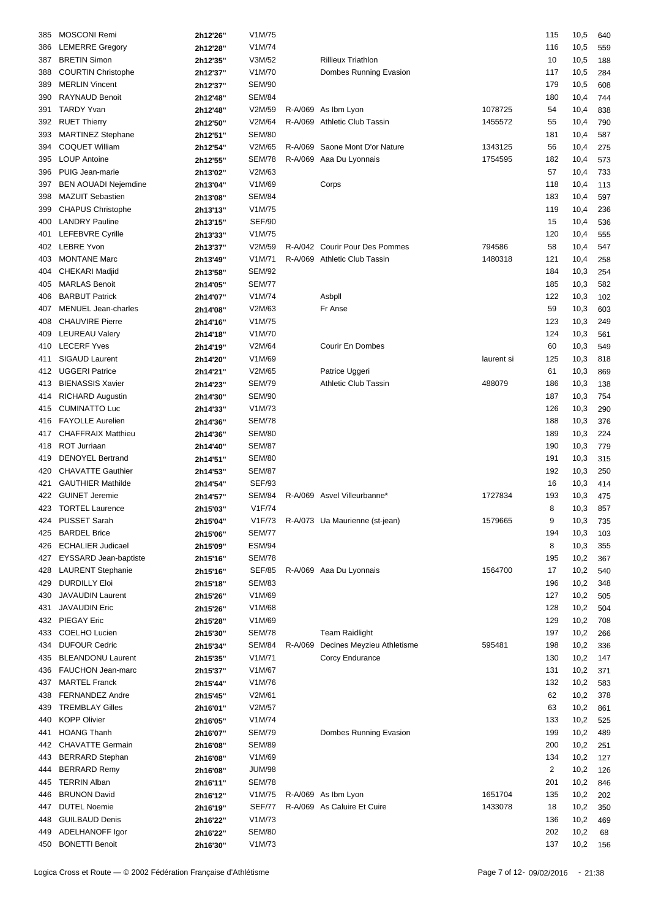| | | | | | | | | | |
|---|---|---|---|---|---|---|---|---|---|
| 385 | MOSCONI Remi | 2h12'26" | V1M/75 | | | | 115 | 10,5 | 640 |
| 386 | LEMERRE Gregory | 2h12'28" | V1M/74 | | | | 116 | 10,5 | 559 |
| 387 | BRETIN Simon | 2h12'35" | V3M/52 | | Rillieux Triathlon | | 10 | 10,5 | 188 |
| 388 | COURTIN Christophe | 2h12'37" | V1M/70 | | Dombes Running Evasion | | 117 | 10,5 | 284 |
| 389 | MERLIN Vincent | 2h12'37" | SEM/90 | | | | 179 | 10,5 | 608 |
| 390 | RAYNAUD Benoit | 2h12'48" | SEM/84 | | | | 180 | 10,4 | 744 |
| 391 | TARDY Yvan | 2h12'48" | V2M/59 | R-A/069 | As Ibm Lyon | 1078725 | 54 | 10,4 | 838 |
| 392 | RUET Thierry | 2h12'50" | V2M/64 | R-A/069 | Athletic Club Tassin | 1455572 | 55 | 10,4 | 790 |
| 393 | MARTINEZ Stephane | 2h12'51" | SEM/80 | | | | 181 | 10,4 | 587 |
| 394 | COQUET William | 2h12'54" | V2M/65 | R-A/069 | Saone Mont D'or Nature | 1343125 | 56 | 10,4 | 275 |
| 395 | LOUP Antoine | 2h12'55" | SEM/78 | R-A/069 | Aaa Du Lyonnais | 1754595 | 182 | 10,4 | 573 |
| 396 | PUIG Jean-marie | 2h13'02" | V2M/63 | | | | 57 | 10,4 | 733 |
| 397 | BEN AOUADI Nejemdine | 2h13'04" | V1M/69 | | Corps | | 118 | 10,4 | 113 |
| 398 | MAZUIT Sebastien | 2h13'08" | SEM/84 | | | | 183 | 10,4 | 597 |
| 399 | CHAPUS Christophe | 2h13'13" | V1M/75 | | | | 119 | 10,4 | 236 |
| 400 | LANDRY Pauline | 2h13'15" | SEF/90 | | | | 15 | 10,4 | 536 |
| 401 | LEFEBVRE Cyrille | 2h13'33" | V1M/75 | | | | 120 | 10,4 | 555 |
| 402 | LEBRE Yvon | 2h13'37" | V2M/59 | R-A/042 | Courir Pour Des Pommes | 794586 | 58 | 10,4 | 547 |
| 403 | MONTANE Marc | 2h13'49" | V1M/71 | R-A/069 | Athletic Club Tassin | 1480318 | 121 | 10,4 | 258 |
| 404 | CHEKARI Madjid | 2h13'58" | SEM/92 | | | | 184 | 10,3 | 254 |
| 405 | MARLAS Benoit | 2h14'05" | SEM/77 | | | | 185 | 10,3 | 582 |
| 406 | BARBUT Patrick | 2h14'07" | V1M/74 | | Asbpll | | 122 | 10,3 | 102 |
| 407 | MENUEL Jean-charles | 2h14'08" | V2M/63 | | Fr Anse | | 59 | 10,3 | 603 |
| 408 | CHAUVIRE Pierre | 2h14'16" | V1M/75 | | | | 123 | 10,3 | 249 |
| 409 | LEUREAU Valery | 2h14'18" | V1M/70 | | | | 124 | 10,3 | 561 |
| 410 | LECERF Yves | 2h14'19" | V2M/64 | | Courir En Dombes | | 60 | 10,3 | 549 |
| 411 | SIGAUD Laurent | 2h14'20" | V1M/69 | | | laurent si | 125 | 10,3 | 818 |
| 412 | UGGERI Patrice | 2h14'21" | V2M/65 | | Patrice Uggeri | | 61 | 10,3 | 869 |
| 413 | BIENASSIS Xavier | 2h14'23" | SEM/79 | | Athletic Club Tassin | 488079 | 186 | 10,3 | 138 |
| 414 | RICHARD Augustin | 2h14'30" | SEM/90 | | | | 187 | 10,3 | 754 |
| 415 | CUMINATTO Luc | 2h14'33" | V1M/73 | | | | 126 | 10,3 | 290 |
| 416 | FAYOLLE Aurelien | 2h14'36" | SEM/78 | | | | 188 | 10,3 | 376 |
| 417 | CHAFFRAIX Matthieu | 2h14'36" | SEM/80 | | | | 189 | 10,3 | 224 |
| 418 | ROT Jurriaan | 2h14'40" | SEM/87 | | | | 190 | 10,3 | 779 |
| 419 | DENOYEL Bertrand | 2h14'51" | SEM/80 | | | | 191 | 10,3 | 315 |
| 420 | CHAVATTE Gauthier | 2h14'53" | SEM/87 | | | | 192 | 10,3 | 250 |
| 421 | GAUTHIER Mathilde | 2h14'54" | SEF/93 | | | | 16 | 10,3 | 414 |
| 422 | GUINET Jeremie | 2h14'57" | SEM/84 | R-A/069 | Asvel Villeurbanne* | 1727834 | 193 | 10,3 | 475 |
| 423 | TORTEL Laurence | 2h15'03" | V1F/74 | | | | 8 | 10,3 | 857 |
| 424 | PUSSET Sarah | 2h15'04" | V1F/73 | R-A/073 | Ua Maurienne (st-jean) | 1579665 | 9 | 10,3 | 735 |
| 425 | BARDEL Brice | 2h15'06" | SEM/77 | | | | 194 | 10,3 | 103 |
| 426 | ECHALIER Judicael | 2h15'09" | ESM/94 | | | | 8 | 10,3 | 355 |
| 427 | EYSSARD Jean-baptiste | 2h15'16" | SEM/78 | | | | 195 | 10,2 | 367 |
| 428 | LAURENT Stephanie | 2h15'16" | SEF/85 | R-A/069 | Aaa Du Lyonnais | 1564700 | 17 | 10,2 | 540 |
| 429 | DURDILLY Eloi | 2h15'18" | SEM/83 | | | | 196 | 10,2 | 348 |
| 430 | JAVAUDIN Laurent | 2h15'26" | V1M/69 | | | | 127 | 10,2 | 505 |
| 431 | JAVAUDIN Eric | 2h15'26" | V1M/68 | | | | 128 | 10,2 | 504 |
| 432 | PIEGAY Eric | 2h15'28" | V1M/69 | | | | 129 | 10,2 | 708 |
| 433 | COELHO Lucien | 2h15'30" | SEM/78 | | Team Raidlight | | 197 | 10,2 | 266 |
| 434 | DUFOUR Cedric | 2h15'34" | SEM/84 | R-A/069 | Decines Meyzieu Athletisme | 595481 | 198 | 10,2 | 336 |
| 435 | BLEANDONU Laurent | 2h15'35" | V1M/71 | | Corcy Endurance | | 130 | 10,2 | 147 |
| 436 | FAUCHON Jean-marc | 2h15'37" | V1M/67 | | | | 131 | 10,2 | 371 |
| 437 | MARTEL Franck | 2h15'44" | V1M/76 | | | | 132 | 10,2 | 583 |
| 438 | FERNANDEZ Andre | 2h15'45" | V2M/61 | | | | 62 | 10,2 | 378 |
| 439 | TREMBLAY Gilles | 2h16'01" | V2M/57 | | | | 63 | 10,2 | 861 |
| 440 | KOPP Olivier | 2h16'05" | V1M/74 | | | | 133 | 10,2 | 525 |
| 441 | HOANG Thanh | 2h16'07" | SEM/79 | | Dombes Running Evasion | | 199 | 10,2 | 489 |
| 442 | CHAVATTE Germain | 2h16'08" | SEM/89 | | | | 200 | 10,2 | 251 |
| 443 | BERRARD Stephan | 2h16'08" | V1M/69 | | | | 134 | 10,2 | 127 |
| 444 | BERRARD Remy | 2h16'08" | JUM/98 | | | | 2 | 10,2 | 126 |
| 445 | TERRIN Alban | 2h16'11" | SEM/78 | | | | 201 | 10,2 | 846 |
| 446 | BRUNON David | 2h16'12" | V1M/75 | R-A/069 | As Ibm Lyon | 1651704 | 135 | 10,2 | 202 |
| 447 | DUTEL Noemie | 2h16'19" | SEF/77 | R-A/069 | As Caluire Et Cuire | 1433078 | 18 | 10,2 | 350 |
| 448 | GUILBAUD Denis | 2h16'22" | V1M/73 | | | | 136 | 10,2 | 469 |
| 449 | ADELHANOFF Igor | 2h16'22" | SEM/80 | | | | 202 | 10,2 | 68 |
| 450 | BONETTI Benoit | 2h16'30" | V1M/73 | | | | 137 | 10,2 | 156 |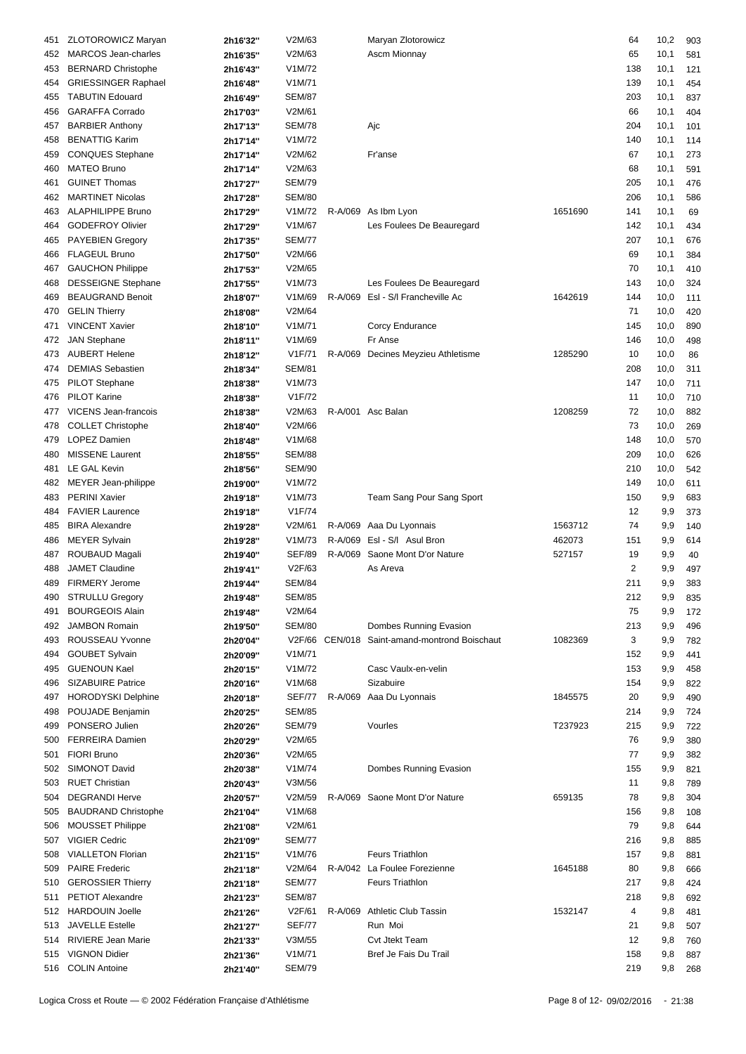| | | | | | | | | | |
|---|---|---|---|---|---|---|---|---|---|
| 451 | ZLOTOROWICZ Maryan | 2h16'32'' | V2M/63 | | Maryan Zlotorowicz | | 64 | 10,2 | 903 |
| 452 | MARCOS Jean-charles | 2h16'35'' | V2M/63 | | Ascm Mionnay | | 65 | 10,1 | 581 |
| 453 | BERNARD Christophe | 2h16'43'' | V1M/72 | | | | 138 | 10,1 | 121 |
| 454 | GRIESSINGER Raphael | 2h16'48'' | V1M/71 | | | | 139 | 10,1 | 454 |
| 455 | TABUTIN Edouard | 2h16'49'' | SEM/87 | | | | 203 | 10,1 | 837 |
| 456 | GARAFFA Corrado | 2h17'03'' | V2M/61 | | | | 66 | 10,1 | 404 |
| 457 | BARBIER Anthony | 2h17'13'' | SEM/78 | | Ajc | | 204 | 10,1 | 101 |
| 458 | BENATTIG Karim | 2h17'14'' | V1M/72 | | | | 140 | 10,1 | 114 |
| 459 | CONQUES Stephane | 2h17'14'' | V2M/62 | | Fr'anse | | 67 | 10,1 | 273 |
| 460 | MATEO Bruno | 2h17'14'' | V2M/63 | | | | 68 | 10,1 | 591 |
| 461 | GUINET Thomas | 2h17'27'' | SEM/79 | | | | 205 | 10,1 | 476 |
| 462 | MARTINET Nicolas | 2h17'28'' | SEM/80 | | | | 206 | 10,1 | 586 |
| 463 | ALAPHILIPPE Bruno | 2h17'29'' | V1M/72 | R-A/069 | As Ibm Lyon | 1651690 | 141 | 10,1 | 69 |
| 464 | GODEFROY Olivier | 2h17'29'' | V1M/67 | | Les Foulees De Beauregard | | 142 | 10,1 | 434 |
| 465 | PAYEBIEN Gregory | 2h17'35'' | SEM/77 | | | | 207 | 10,1 | 676 |
| 466 | FLAGEUL Bruno | 2h17'50'' | V2M/66 | | | | 69 | 10,1 | 384 |
| 467 | GAUCHON Philippe | 2h17'53'' | V2M/65 | | | | 70 | 10,1 | 410 |
| 468 | DESSEIGNE Stephane | 2h17'55'' | V1M/73 | | Les Foulees De Beauregard | | 143 | 10,0 | 324 |
| 469 | BEAUGRAND Benoit | 2h18'07'' | V1M/69 | R-A/069 | Esl - S/l Francheville Ac | 1642619 | 144 | 10,0 | 111 |
| 470 | GELIN Thierry | 2h18'08'' | V2M/64 | | | | 71 | 10,0 | 420 |
| 471 | VINCENT Xavier | 2h18'10'' | V1M/71 | | Corcy Endurance | | 145 | 10,0 | 890 |
| 472 | JAN Stephane | 2h18'11'' | V1M/69 | | Fr Anse | | 146 | 10,0 | 498 |
| 473 | AUBERT Helene | 2h18'12'' | V1F/71 | R-A/069 | Decines Meyzieu Athletisme | 1285290 | 10 | 10,0 | 86 |
| 474 | DEMIAS Sebastien | 2h18'34'' | SEM/81 | | | | 208 | 10,0 | 311 |
| 475 | PILOT Stephane | 2h18'38'' | V1M/73 | | | | 147 | 10,0 | 711 |
| 476 | PILOT Karine | 2h18'38'' | V1F/72 | | | | 11 | 10,0 | 710 |
| 477 | VICENS Jean-francois | 2h18'38'' | V2M/63 | R-A/001 | Asc Balan | 1208259 | 72 | 10,0 | 882 |
| 478 | COLLET Christophe | 2h18'40'' | V2M/66 | | | | 73 | 10,0 | 269 |
| 479 | LOPEZ Damien | 2h18'48'' | V1M/68 | | | | 148 | 10,0 | 570 |
| 480 | MISSENE Laurent | 2h18'55'' | SEM/88 | | | | 209 | 10,0 | 626 |
| 481 | LE GAL Kevin | 2h18'56'' | SEM/90 | | | | 210 | 10,0 | 542 |
| 482 | MEYER Jean-philippe | 2h19'00'' | V1M/72 | | | | 149 | 10,0 | 611 |
| 483 | PERINI Xavier | 2h19'18'' | V1M/73 | | Team Sang Pour Sang Sport | | 150 | 9,9 | 683 |
| 484 | FAVIER Laurence | 2h19'18'' | V1F/74 | | | | 12 | 9,9 | 373 |
| 485 | BIRA Alexandre | 2h19'28'' | V2M/61 | R-A/069 | Aaa Du Lyonnais | 1563712 | 74 | 9,9 | 140 |
| 486 | MEYER Sylvain | 2h19'28'' | V1M/73 | R-A/069 | Esl - S/l Asul Bron | 462073 | 151 | 9,9 | 614 |
| 487 | ROUBAUD Magali | 2h19'40'' | SEF/89 | R-A/069 | Saone Mont D'or Nature | 527157 | 19 | 9,9 | 40 |
| 488 | JAMET Claudine | 2h19'41'' | V2F/63 | | As Areva | | 2 | 9,9 | 497 |
| 489 | FIRMERY Jerome | 2h19'44'' | SEM/84 | | | | 211 | 9,9 | 383 |
| 490 | STRULLU Gregory | 2h19'48'' | SEM/85 | | | | 212 | 9,9 | 835 |
| 491 | BOURGEOIS Alain | 2h19'48'' | V2M/64 | | | | 75 | 9,9 | 172 |
| 492 | JAMBON Romain | 2h19'50'' | SEM/80 | | Dombes Running Evasion | | 213 | 9,9 | 496 |
| 493 | ROUSSEAU Yvonne | 2h20'04'' | V2F/66 | CEN/018 | Saint-amand-montrond Boischaut | 1082369 | 3 | 9,9 | 782 |
| 494 | GOUBET Sylvain | 2h20'09'' | V1M/71 | | | | 152 | 9,9 | 441 |
| 495 | GUENOUN Kael | 2h20'15'' | V1M/72 | | Casc Vaulx-en-velin | | 153 | 9,9 | 458 |
| 496 | SIZABUIRE Patrice | 2h20'16'' | V1M/68 | | Sizabuire | | 154 | 9,9 | 822 |
| 497 | HORODYSKI Delphine | 2h20'18'' | SEF/77 | R-A/069 | Aaa Du Lyonnais | 1845575 | 20 | 9,9 | 490 |
| 498 | POUJADE Benjamin | 2h20'25'' | SEM/85 | | | | 214 | 9,9 | 724 |
| 499 | PONSERO Julien | 2h20'26'' | SEM/79 | | Vourles | T237923 | 215 | 9,9 | 722 |
| 500 | FERREIRA Damien | 2h20'29'' | V2M/65 | | | | 76 | 9,9 | 380 |
| 501 | FIORI Bruno | 2h20'36'' | V2M/65 | | | | 77 | 9,9 | 382 |
| 502 | SIMONOT David | 2h20'38'' | V1M/74 | | Dombes Running Evasion | | 155 | 9,9 | 821 |
| 503 | RUET Christian | 2h20'43'' | V3M/56 | | | | 11 | 9,8 | 789 |
| 504 | DEGRANDI Herve | 2h20'57'' | V2M/59 | R-A/069 | Saone Mont D'or Nature | 659135 | 78 | 9,8 | 304 |
| 505 | BAUDRAND Christophe | 2h21'04'' | V1M/68 | | | | 156 | 9,8 | 108 |
| 506 | MOUSSET Philippe | 2h21'08'' | V2M/61 | | | | 79 | 9,8 | 644 |
| 507 | VIGIER Cedric | 2h21'09'' | SEM/77 | | | | 216 | 9,8 | 885 |
| 508 | VIALLETON Florian | 2h21'15'' | V1M/76 | | Feurs Triathlon | | 157 | 9,8 | 881 |
| 509 | PAIRE Frederic | 2h21'18'' | V2M/64 | R-A/042 | La Foulee Forezienne | 1645188 | 80 | 9,8 | 666 |
| 510 | GEROSSIER Thierry | 2h21'18'' | SEM/77 | | Feurs Triathlon | | 217 | 9,8 | 424 |
| 511 | PETIOT Alexandre | 2h21'23'' | SEM/87 | | | | 218 | 9,8 | 692 |
| 512 | HARDOUIN Joelle | 2h21'26'' | V2F/61 | R-A/069 | Athletic Club Tassin | 1532147 | 4 | 9,8 | 481 |
| 513 | JAVELLE Estelle | 2h21'27'' | SEF/77 | | Run Moi | | 21 | 9,8 | 507 |
| 514 | RIVIERE Jean Marie | 2h21'33'' | V3M/55 | | Cvt Jtekt Team | | 12 | 9,8 | 760 |
| 515 | VIGNON Didier | 2h21'36'' | V1M/71 | | Bref Je Fais Du Trail | | 158 | 9,8 | 887 |
| 516 | COLIN Antoine | 2h21'40'' | SEM/79 | | | | 219 | 9,8 | 268 |

Logica Cross et Route — © 2002 Fédération Française d'Athlétisme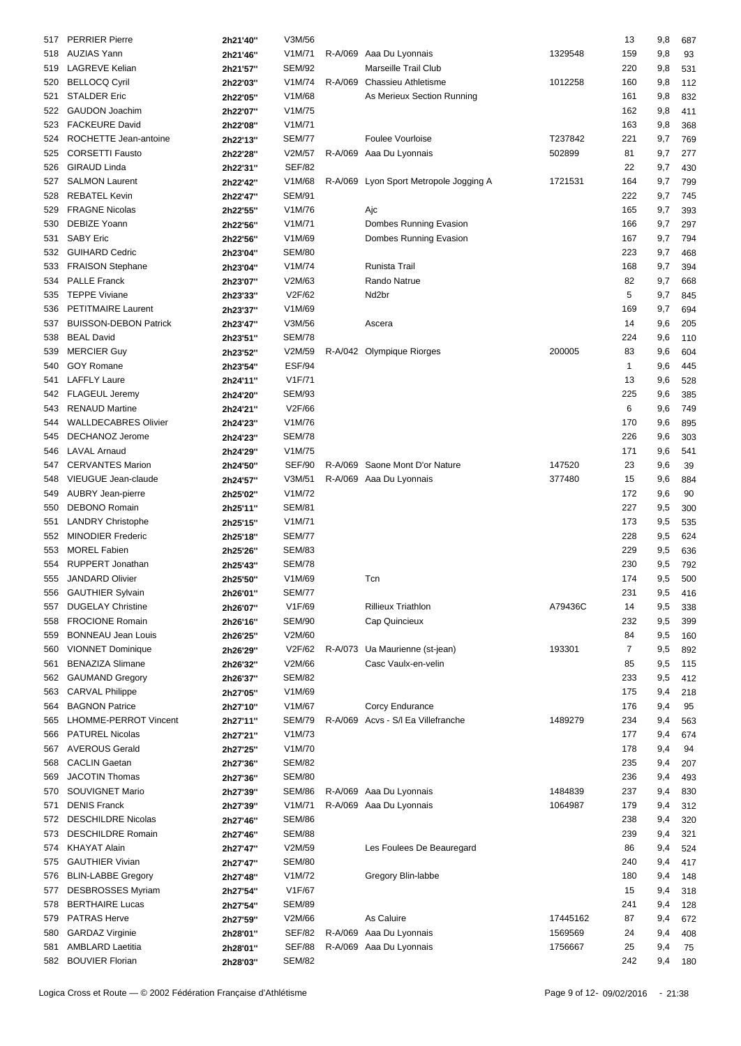| Pl. | Nom | Temps | Cat. | Ligue | Club | Licence | Pl. Cat. | Vitesse | Dossard |
|---|---|---|---|---|---|---|---|---|---|
| 517 | PERRIER Pierre | 2h21'40'' | V3M/56 | | | | 13 | 9,8 | 687 |
| 518 | AUZIAS Yann | 2h21'46'' | V1M/71 | R-A/069 | Aaa Du Lyonnais | 1329548 | 159 | 9,8 | 93 |
| 519 | LAGREVE Kelian | 2h21'57'' | SEM/92 | | Marseille Trail Club | | 220 | 9,8 | 531 |
| 520 | BELLOCQ Cyril | 2h22'03'' | V1M/74 | R-A/069 | Chassieu Athletisme | 1012258 | 160 | 9,8 | 112 |
| 521 | STALDER Eric | 2h22'05'' | V1M/68 | | As Merieux Section Running | | 161 | 9,8 | 832 |
| 522 | GAUDON Joachim | 2h22'07'' | V1M/75 | | | | 162 | 9,8 | 411 |
| 523 | FACKEURE David | 2h22'08'' | V1M/71 | | | | 163 | 9,8 | 368 |
| 524 | ROCHETTE Jean-antoine | 2h22'13'' | SEM/77 | | Foulee Vourloise | T237842 | 221 | 9,7 | 769 |
| 525 | CORSETTI Fausto | 2h22'28'' | V2M/57 | R-A/069 | Aaa Du Lyonnais | 502899 | 81 | 9,7 | 277 |
| 526 | GIRAUD Linda | 2h22'31'' | SEF/82 | | | | 22 | 9,7 | 430 |
| 527 | SALMON Laurent | 2h22'42'' | V1M/68 | R-A/069 | Lyon Sport Metropole Jogging A | 1721531 | 164 | 9,7 | 799 |
| 528 | REBATEL Kevin | 2h22'47'' | SEM/91 | | | | 222 | 9,7 | 745 |
| 529 | FRAGNE Nicolas | 2h22'55'' | V1M/76 | | Ajc | | 165 | 9,7 | 393 |
| 530 | DEBIZE Yoann | 2h22'56'' | V1M/71 | | Dombes Running Evasion | | 166 | 9,7 | 297 |
| 531 | SABY Eric | 2h22'56'' | V1M/69 | | Dombes Running Evasion | | 167 | 9,7 | 794 |
| 532 | GUIHARD Cedric | 2h23'04'' | SEM/80 | | | | 223 | 9,7 | 468 |
| 533 | FRAISON Stephane | 2h23'04'' | V1M/74 | | Runista Trail | | 168 | 9,7 | 394 |
| 534 | PALLE Franck | 2h23'07'' | V2M/63 | | Rando Natrue | | 82 | 9,7 | 668 |
| 535 | TEPPE Viviane | 2h23'33'' | V2F/62 | | Nd2br | | 5 | 9,7 | 845 |
| 536 | PETITMAIRE Laurent | 2h23'37'' | V1M/69 | | | | 169 | 9,7 | 694 |
| 537 | BUISSON-DEBON Patrick | 2h23'47'' | V3M/56 | | Ascera | | 14 | 9,6 | 205 |
| 538 | BEAL David | 2h23'51'' | SEM/78 | | | | 224 | 9,6 | 110 |
| 539 | MERCIER Guy | 2h23'52'' | V2M/59 | R-A/042 | Olympique Riorges | 200005 | 83 | 9,6 | 604 |
| 540 | GOY Romane | 2h23'54'' | ESF/94 | | | | 1 | 9,6 | 445 |
| 541 | LAFFLY Laure | 2h24'11'' | V1F/71 | | | | 13 | 9,6 | 528 |
| 542 | FLAGEUL Jeremy | 2h24'20'' | SEM/93 | | | | 225 | 9,6 | 385 |
| 543 | RENAUD Martine | 2h24'21'' | V2F/66 | | | | 6 | 9,6 | 749 |
| 544 | WALLDECABRES Olivier | 2h24'23'' | V1M/76 | | | | 170 | 9,6 | 895 |
| 545 | DECHANOZ Jerome | 2h24'23'' | SEM/78 | | | | 226 | 9,6 | 303 |
| 546 | LAVAL Arnaud | 2h24'29'' | V1M/75 | | | | 171 | 9,6 | 541 |
| 547 | CERVANTES Marion | 2h24'50'' | SEF/90 | R-A/069 | Saone Mont D'or Nature | 147520 | 23 | 9,6 | 39 |
| 548 | VIEUGUE Jean-claude | 2h24'57'' | V3M/51 | R-A/069 | Aaa Du Lyonnais | 377480 | 15 | 9,6 | 884 |
| 549 | AUBRY Jean-pierre | 2h25'02'' | V1M/72 | | | | 172 | 9,6 | 90 |
| 550 | DEBONO Romain | 2h25'11'' | SEM/81 | | | | 227 | 9,5 | 300 |
| 551 | LANDRY Christophe | 2h25'15'' | V1M/71 | | | | 173 | 9,5 | 535 |
| 552 | MINODIER Frederic | 2h25'18'' | SEM/77 | | | | 228 | 9,5 | 624 |
| 553 | MOREL Fabien | 2h25'26'' | SEM/83 | | | | 229 | 9,5 | 636 |
| 554 | RUPPERT Jonathan | 2h25'43'' | SEM/78 | | | | 230 | 9,5 | 792 |
| 555 | JANDARD Olivier | 2h25'50'' | V1M/69 | | Tcn | | 174 | 9,5 | 500 |
| 556 | GAUTHIER Sylvain | 2h26'01'' | SEM/77 | | | | 231 | 9,5 | 416 |
| 557 | DUGELAY Christine | 2h26'07'' | V1F/69 | | Rillieux Triathlon | A79436C | 14 | 9,5 | 338 |
| 558 | FROCIONE Romain | 2h26'16'' | SEM/90 | | Cap Quincieux | | 232 | 9,5 | 399 |
| 559 | BONNEAU Jean Louis | 2h26'25'' | V2M/60 | | | | 84 | 9,5 | 160 |
| 560 | VIONNET Dominique | 2h26'29'' | V2F/62 | R-A/073 | Ua Maurienne (st-jean) | 193301 | 7 | 9,5 | 892 |
| 561 | BENAZIZA Slimane | 2h26'32'' | V2M/66 | | Casc Vaulx-en-velin | | 85 | 9,5 | 115 |
| 562 | GAUMAND Gregory | 2h26'37'' | SEM/82 | | | | 233 | 9,5 | 412 |
| 563 | CARVAL Philippe | 2h27'05'' | V1M/69 | | | | 175 | 9,4 | 218 |
| 564 | BAGNON Patrice | 2h27'10'' | V1M/67 | | Corcy Endurance | | 176 | 9,4 | 95 |
| 565 | LHOMME-PERROT Vincent | 2h27'11'' | SEM/79 | R-A/069 | Acvs - S/l Ea Villefranche | 1489279 | 234 | 9,4 | 563 |
| 566 | PATUREL Nicolas | 2h27'21'' | V1M/73 | | | | 177 | 9,4 | 674 |
| 567 | AVEROUS Gerald | 2h27'25'' | V1M/70 | | | | 178 | 9,4 | 94 |
| 568 | CACLIN Gaetan | 2h27'36'' | SEM/82 | | | | 235 | 9,4 | 207 |
| 569 | JACOTIN Thomas | 2h27'36'' | SEM/80 | | | | 236 | 9,4 | 493 |
| 570 | SOUVIGNET Mario | 2h27'39'' | SEM/86 | R-A/069 | Aaa Du Lyonnais | 1484839 | 237 | 9,4 | 830 |
| 571 | DENIS Franck | 2h27'39'' | V1M/71 | R-A/069 | Aaa Du Lyonnais | 1064987 | 179 | 9,4 | 312 |
| 572 | DESCHILDRE Nicolas | 2h27'46'' | SEM/86 | | | | 238 | 9,4 | 320 |
| 573 | DESCHILDRE Romain | 2h27'46'' | SEM/88 | | | | 239 | 9,4 | 321 |
| 574 | KHAYAT Alain | 2h27'47'' | V2M/59 | | Les Foulees De Beauregard | | 86 | 9,4 | 524 |
| 575 | GAUTHIER Vivian | 2h27'47'' | SEM/80 | | | | 240 | 9,4 | 417 |
| 576 | BLIN-LABBE Gregory | 2h27'48'' | V1M/72 | | Gregory Blin-labbe | | 180 | 9,4 | 148 |
| 577 | DESBROSSES Myriam | 2h27'54'' | V1F/67 | | | | 15 | 9,4 | 318 |
| 578 | BERTHAIRE Lucas | 2h27'54'' | SEM/89 | | | | 241 | 9,4 | 128 |
| 579 | PATRAS Herve | 2h27'59'' | V2M/66 | | As Caluire | 17445162 | 87 | 9,4 | 672 |
| 580 | GARDAZ Virginie | 2h28'01'' | SEF/82 | R-A/069 | Aaa Du Lyonnais | 1569569 | 24 | 9,4 | 408 |
| 581 | AMBLARD Laetitia | 2h28'01'' | SEF/88 | R-A/069 | Aaa Du Lyonnais | 1756667 | 25 | 9,4 | 75 |
| 582 | BOUVIER Florian | 2h28'03'' | SEM/82 | | | | 242 | 9,4 | 180 |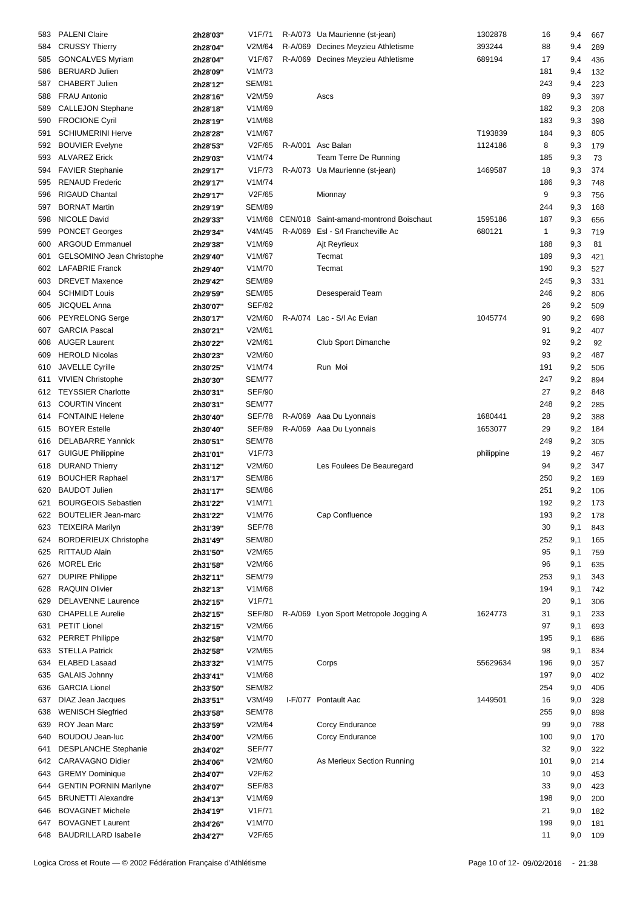| | | | | | | | | | |
|---|---|---|---|---|---|---|---|---|---|
| 583 | PALENI Claire | 2h28'03'' | V1F/71 | R-A/073 | Ua Maurienne (st-jean) | 1302878 | 16 | 9,4 | 667 |
| 584 | CRUSSY Thierry | 2h28'04'' | V2M/64 | R-A/069 | Decines Meyzieu Athletisme | 393244 | 88 | 9,4 | 289 |
| 585 | GONCALVES Myriam | 2h28'04'' | V1F/67 | R-A/069 | Decines Meyzieu Athletisme | 689194 | 17 | 9,4 | 436 |
| 586 | BERUARD Julien | 2h28'09'' | V1M/73 | | | | 181 | 9,4 | 132 |
| 587 | CHABERT Julien | 2h28'12'' | SEM/81 | | | | 243 | 9,4 | 223 |
| 588 | FRAU Antonio | 2h28'16'' | V2M/59 | | Ascs | | 89 | 9,3 | 397 |
| 589 | CALLEJON Stephane | 2h28'18'' | V1M/69 | | | | 182 | 9,3 | 208 |
| 590 | FROCIONE Cyril | 2h28'19'' | V1M/68 | | | | 183 | 9,3 | 398 |
| 591 | SCHIUMERINI Herve | 2h28'28'' | V1M/67 | | | T193839 | 184 | 9,3 | 805 |
| 592 | BOUVIER Evelyne | 2h28'53'' | V2F/65 | R-A/001 | Asc Balan | 1124186 | 8 | 9,3 | 179 |
| 593 | ALVAREZ Erick | 2h29'03'' | V1M/74 | | Team Terre De Running | | 185 | 9,3 | 73 |
| 594 | FAVIER Stephanie | 2h29'17'' | V1F/73 | R-A/073 | Ua Maurienne (st-jean) | 1469587 | 18 | 9,3 | 374 |
| 595 | RENAUD Frederic | 2h29'17'' | V1M/74 | | | | 186 | 9,3 | 748 |
| 596 | RIGAUD Chantal | 2h29'17'' | V2F/65 | | Mionnay | | 9 | 9,3 | 756 |
| 597 | BORNAT Martin | 2h29'19'' | SEM/89 | | | | 244 | 9,3 | 168 |
| 598 | NICOLE David | 2h29'33'' | V1M/68 | CEN/018 | Saint-amand-montrond Boischaut | 1595186 | 187 | 9,3 | 656 |
| 599 | PONCET Georges | 2h29'34'' | V4M/45 | R-A/069 | Esl - S/l Francheville Ac | 680121 | 1 | 9,3 | 719 |
| 600 | ARGOUD Emmanuel | 2h29'38'' | V1M/69 | | Ajt Reyrieux | | 188 | 9,3 | 81 |
| 601 | GELSOMINO Jean Christophe | 2h29'40'' | V1M/67 | | Tecmat | | 189 | 9,3 | 421 |
| 602 | LAFABRIE Franck | 2h29'40'' | V1M/70 | | Tecmat | | 190 | 9,3 | 527 |
| 603 | DREVET Maxence | 2h29'42'' | SEM/89 | | | | 245 | 9,3 | 331 |
| 604 | SCHMIDT Louis | 2h29'59'' | SEM/85 | | Desesperaid Team | | 246 | 9,2 | 806 |
| 605 | JICQUEL Anna | 2h30'07'' | SEF/82 | | | | 26 | 9,2 | 509 |
| 606 | PEYRELONG Serge | 2h30'17'' | V2M/60 | R-A/074 | Lac - S/l Ac Evian | 1045774 | 90 | 9,2 | 698 |
| 607 | GARCIA Pascal | 2h30'21'' | V2M/61 | | | | 91 | 9,2 | 407 |
| 608 | AUGER Laurent | 2h30'22'' | V2M/61 | | Club Sport Dimanche | | 92 | 9,2 | 92 |
| 609 | HEROLD Nicolas | 2h30'23'' | V2M/60 | | | | 93 | 9,2 | 487 |
| 610 | JAVELLE Cyrille | 2h30'25'' | V1M/74 | | Run Moi | | 191 | 9,2 | 506 |
| 611 | VIVIEN Christophe | 2h30'30'' | SEM/77 | | | | 247 | 9,2 | 894 |
| 612 | TEYSSIER Charlotte | 2h30'31'' | SEF/90 | | | | 27 | 9,2 | 848 |
| 613 | COURTIN Vincent | 2h30'31'' | SEM/77 | | | | 248 | 9,2 | 285 |
| 614 | FONTAINE Helene | 2h30'40'' | SEF/78 | R-A/069 | Aaa Du Lyonnais | 1680441 | 28 | 9,2 | 388 |
| 615 | BOYER Estelle | 2h30'40'' | SEF/89 | R-A/069 | Aaa Du Lyonnais | 1653077 | 29 | 9,2 | 184 |
| 616 | DELABARRE Yannick | 2h30'51'' | SEM/78 | | | | 249 | 9,2 | 305 |
| 617 | GUIGUE Philippine | 2h31'01'' | V1F/73 | | | philippine | 19 | 9,2 | 467 |
| 618 | DURAND Thierry | 2h31'12'' | V2M/60 | | Les Foulees De Beauregard | | 94 | 9,2 | 347 |
| 619 | BOUCHER Raphael | 2h31'17'' | SEM/86 | | | | 250 | 9,2 | 169 |
| 620 | BAUDOT Julien | 2h31'17'' | SEM/86 | | | | 251 | 9,2 | 106 |
| 621 | BOURGEOIS Sebastien | 2h31'22'' | V1M/71 | | | | 192 | 9,2 | 173 |
| 622 | BOUTELIER Jean-marc | 2h31'22'' | V1M/76 | | Cap Confluence | | 193 | 9,2 | 178 |
| 623 | TEIXEIRA Marilyn | 2h31'39'' | SEF/78 | | | | 30 | 9,1 | 843 |
| 624 | BORDERIEUX Christophe | 2h31'49'' | SEM/80 | | | | 252 | 9,1 | 165 |
| 625 | RITTAUD Alain | 2h31'50'' | V2M/65 | | | | 95 | 9,1 | 759 |
| 626 | MOREL Eric | 2h31'58'' | V2M/66 | | | | 96 | 9,1 | 635 |
| 627 | DUPIRE Philippe | 2h32'11'' | SEM/79 | | | | 253 | 9,1 | 343 |
| 628 | RAQUIN Olivier | 2h32'13'' | V1M/68 | | | | 194 | 9,1 | 742 |
| 629 | DELAVENNE Laurence | 2h32'15'' | V1F/71 | | | | 20 | 9,1 | 306 |
| 630 | CHAPELLE Aurelie | 2h32'15'' | SEF/80 | R-A/069 | Lyon Sport Metropole Jogging A | 1624773 | 31 | 9,1 | 233 |
| 631 | PETIT Lionel | 2h32'15'' | V2M/66 | | | | 97 | 9,1 | 693 |
| 632 | PERRET Philippe | 2h32'58'' | V1M/70 | | | | 195 | 9,1 | 686 |
| 633 | STELLA Patrick | 2h32'58'' | V2M/65 | | | | 98 | 9,1 | 834 |
| 634 | ELABED Lasaad | 2h33'32'' | V1M/75 | | Corps | 55629634 | 196 | 9,0 | 357 |
| 635 | GALAIS Johnny | 2h33'41'' | V1M/68 | | | | 197 | 9,0 | 402 |
| 636 | GARCIA Lionel | 2h33'50'' | SEM/82 | | | | 254 | 9,0 | 406 |
| 637 | DIAZ Jean Jacques | 2h33'51'' | V3M/49 | I-F/077 | Pontault Aac | 1449501 | 16 | 9,0 | 328 |
| 638 | WENISCH Siegfried | 2h33'58'' | SEM/78 | | | | 255 | 9,0 | 898 |
| 639 | ROY Jean Marc | 2h33'59'' | V2M/64 | | Corcy Endurance | | 99 | 9,0 | 788 |
| 640 | BOUDOU Jean-luc | 2h34'00'' | V2M/66 | | Corcy Endurance | | 100 | 9,0 | 170 |
| 641 | DESPLANCHE Stephanie | 2h34'02'' | SEF/77 | | | | 32 | 9,0 | 322 |
| 642 | CARAVAGNO Didier | 2h34'06'' | V2M/60 | | As Merieux Section Running | | 101 | 9,0 | 214 |
| 643 | GREMY Dominique | 2h34'07'' | V2F/62 | | | | 10 | 9,0 | 453 |
| 644 | GENTIN PORNIN Marilyne | 2h34'07'' | SEF/83 | | | | 33 | 9,0 | 423 |
| 645 | BRUNETTI Alexandre | 2h34'13'' | V1M/69 | | | | 198 | 9,0 | 200 |
| 646 | BOVAGNET Michele | 2h34'19'' | V1F/71 | | | | 21 | 9,0 | 182 |
| 647 | BOVAGNET Laurent | 2h34'26'' | V1M/70 | | | | 199 | 9,0 | 181 |
| 648 | BAUDRILLARD Isabelle | 2h34'27'' | V2F/65 | | | | 11 | 9,0 | 109 |

Logica Cross et Route — © 2002 Fédération Française d'Athlétisme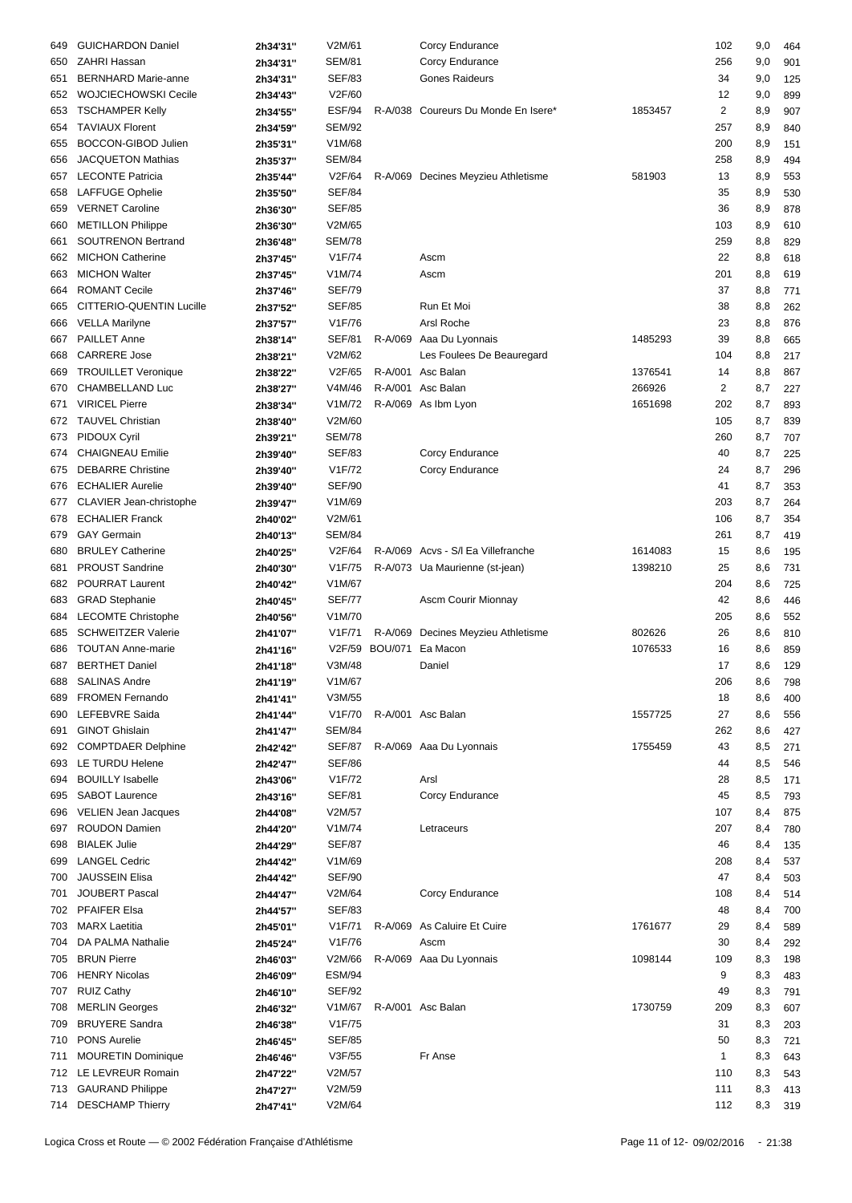| | | | | | | | | | |
|---|---|---|---|---|---|---|---|---|---|
| 649 | GUICHARDON Daniel | 2h34'31'' | V2M/61 | | Corcy Endurance | | 102 | 9,0 | 464 |
| 650 | ZAHRI Hassan | 2h34'31'' | SEM/81 | | Corcy Endurance | | 256 | 9,0 | 901 |
| 651 | BERNHARD Marie-anne | 2h34'31'' | SEF/83 | | Gones Raideurs | | 34 | 9,0 | 125 |
| 652 | WOJCIECHOWSKI Cecile | 2h34'43'' | V2F/60 | | | | 12 | 9,0 | 899 |
| 653 | TSCHAMPER Kelly | 2h34'55'' | ESF/94 | R-A/038 | Coureurs Du Monde En Isere* | 1853457 | 2 | 8,9 | 907 |
| 654 | TAVIAUX Florent | 2h34'59'' | SEM/92 | | | | 257 | 8,9 | 840 |
| 655 | BOCCON-GIBOD Julien | 2h35'31'' | V1M/68 | | | | 200 | 8,9 | 151 |
| 656 | JACQUETON Mathias | 2h35'37'' | SEM/84 | | | | 258 | 8,9 | 494 |
| 657 | LECONTE Patricia | 2h35'44'' | V2F/64 | R-A/069 | Decines Meyzieu Athletisme | 581903 | 13 | 8,9 | 553 |
| 658 | LAFFUGE Ophelie | 2h35'50'' | SEF/84 | | | | 35 | 8,9 | 530 |
| 659 | VERNET Caroline | 2h36'30'' | SEF/85 | | | | 36 | 8,9 | 878 |
| 660 | METILLON Philippe | 2h36'30'' | V2M/65 | | | | 103 | 8,9 | 610 |
| 661 | SOUTRENON Bertrand | 2h36'48'' | SEM/78 | | | | 259 | 8,8 | 829 |
| 662 | MICHON Catherine | 2h37'45'' | V1F/74 | | Ascm | | 22 | 8,8 | 618 |
| 663 | MICHON Walter | 2h37'45'' | V1M/74 | | Ascm | | 201 | 8,8 | 619 |
| 664 | ROMANT Cecile | 2h37'46'' | SEF/79 | | | | 37 | 8,8 | 771 |
| 665 | CITTERIO-QUENTIN Lucille | 2h37'52'' | SEF/85 | | Run Et Moi | | 38 | 8,8 | 262 |
| 666 | VELLA Marilyne | 2h37'57'' | V1F/76 | | Arsl Roche | | 23 | 8,8 | 876 |
| 667 | PAILLET Anne | 2h38'14'' | SEF/81 | R-A/069 | Aaa Du Lyonnais | 1485293 | 39 | 8,8 | 665 |
| 668 | CARRERE Jose | 2h38'21'' | V2M/62 | | Les Foulees De Beauregard | | 104 | 8,8 | 217 |
| 669 | TROUILLET Veronique | 2h38'22'' | V2F/65 | R-A/001 | Asc Balan | 1376541 | 14 | 8,8 | 867 |
| 670 | CHAMBELLAND Luc | 2h38'27'' | V4M/46 | R-A/001 | Asc Balan | 266926 | 2 | 8,7 | 227 |
| 671 | VIRICEL Pierre | 2h38'34'' | V1M/72 | R-A/069 | As Ibm Lyon | 1651698 | 202 | 8,7 | 893 |
| 672 | TAUVEL Christian | 2h38'40'' | V2M/60 | | | | 105 | 8,7 | 839 |
| 673 | PIDOUX Cyril | 2h39'21'' | SEM/78 | | | | 260 | 8,7 | 707 |
| 674 | CHAIGNEAU Emilie | 2h39'40'' | SEF/83 | | Corcy Endurance | | 40 | 8,7 | 225 |
| 675 | DEBARRE Christine | 2h39'40'' | V1F/72 | | Corcy Endurance | | 24 | 8,7 | 296 |
| 676 | ECHALIER Aurelie | 2h39'40'' | SEF/90 | | | | 41 | 8,7 | 353 |
| 677 | CLAVIER Jean-christophe | 2h39'47'' | V1M/69 | | | | 203 | 8,7 | 264 |
| 678 | ECHALIER Franck | 2h40'02'' | V2M/61 | | | | 106 | 8,7 | 354 |
| 679 | GAY Germain | 2h40'13'' | SEM/84 | | | | 261 | 8,7 | 419 |
| 680 | BRULEY Catherine | 2h40'25'' | V2F/64 | R-A/069 | Acvs - S/l Ea Villefranche | 1614083 | 15 | 8,6 | 195 |
| 681 | PROUST Sandrine | 2h40'30'' | V1F/75 | R-A/073 | Ua Maurienne (st-jean) | 1398210 | 25 | 8,6 | 731 |
| 682 | POURRAT Laurent | 2h40'42'' | V1M/67 | | | | 204 | 8,6 | 725 |
| 683 | GRAD Stephanie | 2h40'45'' | SEF/77 | | Ascm Courir Mionnay | | 42 | 8,6 | 446 |
| 684 | LECOMTE Christophe | 2h40'56'' | V1M/70 | | | | 205 | 8,6 | 552 |
| 685 | SCHWEITZER Valerie | 2h41'07'' | V1F/71 | R-A/069 | Decines Meyzieu Athletisme | 802626 | 26 | 8,6 | 810 |
| 686 | TOUTAN Anne-marie | 2h41'16'' | V2F/59 | BOU/071 | Ea Macon | 1076533 | 16 | 8,6 | 859 |
| 687 | BERTHET Daniel | 2h41'18'' | V3M/48 | | Daniel | | 17 | 8,6 | 129 |
| 688 | SALINAS Andre | 2h41'19'' | V1M/67 | | | | 206 | 8,6 | 798 |
| 689 | FROMEN Fernando | 2h41'41'' | V3M/55 | | | | 18 | 8,6 | 400 |
| 690 | LEFEBVRE Saida | 2h41'44'' | V1F/70 | R-A/001 | Asc Balan | 1557725 | 27 | 8,6 | 556 |
| 691 | GINOT Ghislain | 2h41'47'' | SEM/84 | | | | 262 | 8,6 | 427 |
| 692 | COMPTDAER Delphine | 2h42'42'' | SEF/87 | R-A/069 | Aaa Du Lyonnais | 1755459 | 43 | 8,5 | 271 |
| 693 | LE TURDU Helene | 2h42'47'' | SEF/86 | | | | 44 | 8,5 | 546 |
| 694 | BOUILLY Isabelle | 2h43'06'' | V1F/72 | | Arsl | | 28 | 8,5 | 171 |
| 695 | SABOT Laurence | 2h43'16'' | SEF/81 | | Corcy Endurance | | 45 | 8,5 | 793 |
| 696 | VELIEN Jean Jacques | 2h44'08'' | V2M/57 | | | | 107 | 8,4 | 875 |
| 697 | ROUDON Damien | 2h44'20'' | V1M/74 | | Letraceurs | | 207 | 8,4 | 780 |
| 698 | BIALEK Julie | 2h44'29'' | SEF/87 | | | | 46 | 8,4 | 135 |
| 699 | LANGEL Cedric | 2h44'42'' | V1M/69 | | | | 208 | 8,4 | 537 |
| 700 | JAUSSEIN Elisa | 2h44'42'' | SEF/90 | | | | 47 | 8,4 | 503 |
| 701 | JOUBERT Pascal | 2h44'47'' | V2M/64 | | Corcy Endurance | | 108 | 8,4 | 514 |
| 702 | PFAIFER Elsa | 2h44'57'' | SEF/83 | | | | 48 | 8,4 | 700 |
| 703 | MARX Laetitia | 2h45'01'' | V1F/71 | R-A/069 | As Caluire Et Cuire | 1761677 | 29 | 8,4 | 589 |
| 704 | DA PALMA Nathalie | 2h45'24'' | V1F/76 | | Ascm | | 30 | 8,4 | 292 |
| 705 | BRUN Pierre | 2h46'03'' | V2M/66 | R-A/069 | Aaa Du Lyonnais | 1098144 | 109 | 8,3 | 198 |
| 706 | HENRY Nicolas | 2h46'09'' | ESM/94 | | | | 9 | 8,3 | 483 |
| 707 | RUIZ Cathy | 2h46'10'' | SEF/92 | | | | 49 | 8,3 | 791 |
| 708 | MERLIN Georges | 2h46'32'' | V1M/67 | R-A/001 | Asc Balan | 1730759 | 209 | 8,3 | 607 |
| 709 | BRUYERE Sandra | 2h46'38'' | V1F/75 | | | | 31 | 8,3 | 203 |
| 710 | PONS Aurelie | 2h46'45'' | SEF/85 | | | | 50 | 8,3 | 721 |
| 711 | MOURETIN Dominique | 2h46'46'' | V3F/55 | | Fr Anse | | 1 | 8,3 | 643 |
| 712 | LE LEVREUR Romain | 2h47'22'' | V2M/57 | | | | 110 | 8,3 | 543 |
| 713 | GAURAND Philippe | 2h47'27'' | V2M/59 | | | | 111 | 8,3 | 413 |
| 714 | DESCHAMP Thierry | 2h47'41'' | V2M/64 | | | | 112 | 8,3 | 319 |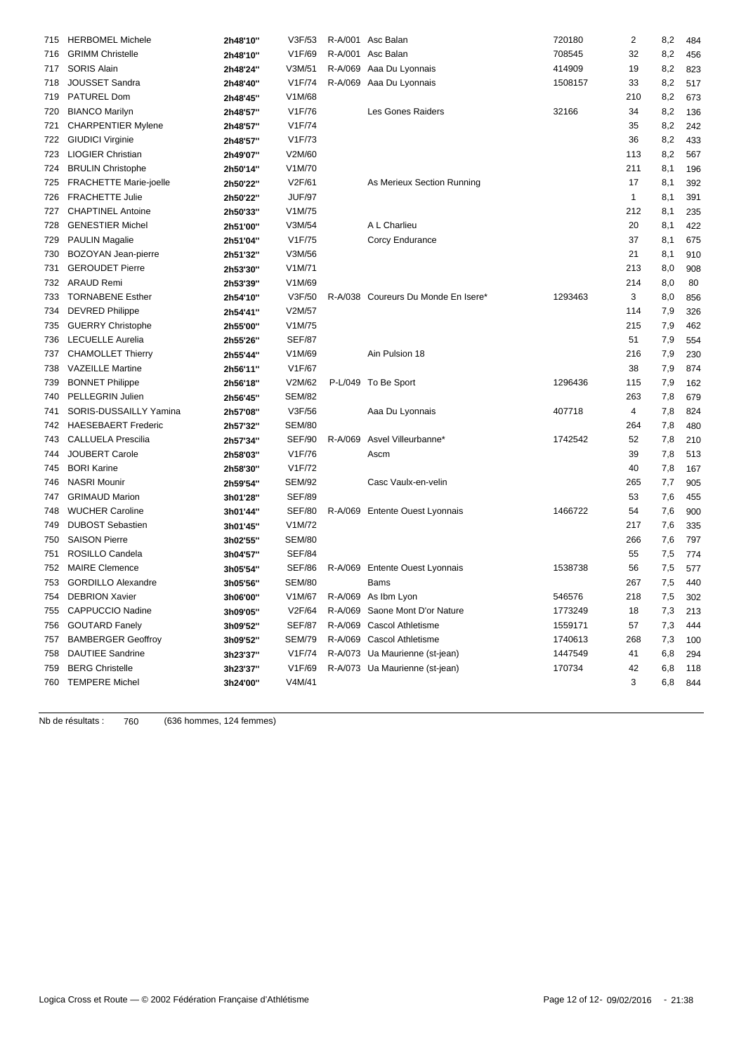| | | | | | | | | | |
|---|---|---|---|---|---|---|---|---|---|
| 715 | HERBOMEL Michele | 2h48'10'' | V3F/53 | R-A/001 | Asc Balan | 720180 | 2 | 8,2 | 484 |
| 716 | GRIMM Christelle | 2h48'10'' | V1F/69 | R-A/001 | Asc Balan | 708545 | 32 | 8,2 | 456 |
| 717 | SORIS Alain | 2h48'24'' | V3M/51 | R-A/069 | Aaa Du Lyonnais | 414909 | 19 | 8,2 | 823 |
| 718 | JOUSSET Sandra | 2h48'40'' | V1F/74 | R-A/069 | Aaa Du Lyonnais | 1508157 | 33 | 8,2 | 517 |
| 719 | PATUREL Dom | 2h48'45'' | V1M/68 | | | | 210 | 8,2 | 673 |
| 720 | BIANCO Marilyn | 2h48'57'' | V1F/76 | | Les Gones Raiders | 32166 | 34 | 8,2 | 136 |
| 721 | CHARPENTIER Mylene | 2h48'57'' | V1F/74 | | | | 35 | 8,2 | 242 |
| 722 | GIUDICI Virginie | 2h48'57'' | V1F/73 | | | | 36 | 8,2 | 433 |
| 723 | LIOGIER Christian | 2h49'07'' | V2M/60 | | | | 113 | 8,2 | 567 |
| 724 | BRULIN Christophe | 2h50'14'' | V1M/70 | | | | 211 | 8,1 | 196 |
| 725 | FRACHETTE Marie-joelle | 2h50'22'' | V2F/61 | | As Merieux Section Running | | 17 | 8,1 | 392 |
| 726 | FRACHETTE Julie | 2h50'22'' | JUF/97 | | | | 1 | 8,1 | 391 |
| 727 | CHAPTINEL Antoine | 2h50'33'' | V1M/75 | | | | 212 | 8,1 | 235 |
| 728 | GENESTIER Michel | 2h51'00'' | V3M/54 | | A L Charlieu | | 20 | 8,1 | 422 |
| 729 | PAULIN Magalie | 2h51'04'' | V1F/75 | | Corcy Endurance | | 37 | 8,1 | 675 |
| 730 | BOZOYAN Jean-pierre | 2h51'32'' | V3M/56 | | | | 21 | 8,1 | 910 |
| 731 | GEROUDET Pierre | 2h53'30'' | V1M/71 | | | | 213 | 8,0 | 908 |
| 732 | ARAUD Remi | 2h53'39'' | V1M/69 | | | | 214 | 8,0 | 80 |
| 733 | TORNABENE Esther | 2h54'10'' | V3F/50 | R-A/038 | Coureurs Du Monde En Isere* | 1293463 | 3 | 8,0 | 856 |
| 734 | DEVRED Philippe | 2h54'41'' | V2M/57 | | | | 114 | 7,9 | 326 |
| 735 | GUERRY Christophe | 2h55'00'' | V1M/75 | | | | 215 | 7,9 | 462 |
| 736 | LECUELLE Aurelia | 2h55'26'' | SEF/87 | | | | 51 | 7,9 | 554 |
| 737 | CHAMOLLET Thierry | 2h55'44'' | V1M/69 | | Ain Pulsion 18 | | 216 | 7,9 | 230 |
| 738 | VAZEILLE Martine | 2h56'11'' | V1F/67 | | | | 38 | 7,9 | 874 |
| 739 | BONNET Philippe | 2h56'18'' | V2M/62 | P-L/049 | To Be Sport | 1296436 | 115 | 7,9 | 162 |
| 740 | PELLEGRIN Julien | 2h56'45'' | SEM/82 | | | | 263 | 7,8 | 679 |
| 741 | SORIS-DUSSAILLY Yamina | 2h57'08'' | V3F/56 | | Aaa Du Lyonnais | 407718 | 4 | 7,8 | 824 |
| 742 | HAESEBAERT Frederic | 2h57'32'' | SEM/80 | | | | 264 | 7,8 | 480 |
| 743 | CALLUELA Prescilia | 2h57'34'' | SEF/90 | R-A/069 | Asvel Villeurbanne* | 1742542 | 52 | 7,8 | 210 |
| 744 | JOUBERT Carole | 2h58'03'' | V1F/76 | | Ascm | | 39 | 7,8 | 513 |
| 745 | BORI Karine | 2h58'30'' | V1F/72 | | | | 40 | 7,8 | 167 |
| 746 | NASRI Mounir | 2h59'54'' | SEM/92 | | Casc Vaulx-en-velin | | 265 | 7,7 | 905 |
| 747 | GRIMAUD Marion | 3h01'28'' | SEF/89 | | | | 53 | 7,6 | 455 |
| 748 | WUCHER Caroline | 3h01'44'' | SEF/80 | R-A/069 | Entente Ouest Lyonnais | 1466722 | 54 | 7,6 | 900 |
| 749 | DUBOST Sebastien | 3h01'45'' | V1M/72 | | | | 217 | 7,6 | 335 |
| 750 | SAISON Pierre | 3h02'55'' | SEM/80 | | | | 266 | 7,6 | 797 |
| 751 | ROSILLO Candela | 3h04'57'' | SEF/84 | | | | 55 | 7,5 | 774 |
| 752 | MAIRE Clemence | 3h05'54'' | SEF/86 | R-A/069 | Entente Ouest Lyonnais | 1538738 | 56 | 7,5 | 577 |
| 753 | GORDILLO Alexandre | 3h05'56'' | SEM/80 | | Bams | | 267 | 7,5 | 440 |
| 754 | DEBRION Xavier | 3h06'00'' | V1M/67 | R-A/069 | As Ibm Lyon | 546576 | 218 | 7,5 | 302 |
| 755 | CAPPUCCIO Nadine | 3h09'05'' | V2F/64 | R-A/069 | Saone Mont D'or Nature | 1773249 | 18 | 7,3 | 213 |
| 756 | GOUTARD Fanely | 3h09'52'' | SEF/87 | R-A/069 | Cascol Athletisme | 1559171 | 57 | 7,3 | 444 |
| 757 | BAMBERGER Geoffroy | 3h09'52'' | SEM/79 | R-A/069 | Cascol Athletisme | 1740613 | 268 | 7,3 | 100 |
| 758 | DAUTIEE Sandrine | 3h23'37'' | V1F/74 | R-A/073 | Ua Maurienne (st-jean) | 1447549 | 41 | 6,8 | 294 |
| 759 | BERG Christelle | 3h23'37'' | V1F/69 | R-A/073 | Ua Maurienne (st-jean) | 170734 | 42 | 6,8 | 118 |
| 760 | TEMPERE Michel | 3h24'00'' | V4M/41 | | | | 3 | 6,8 | 844 |

Nb de résultats : 760 (636 hommes, 124 femmes)

Logica Cross et Route — © 2002 Fédération Française d'Athlétisme